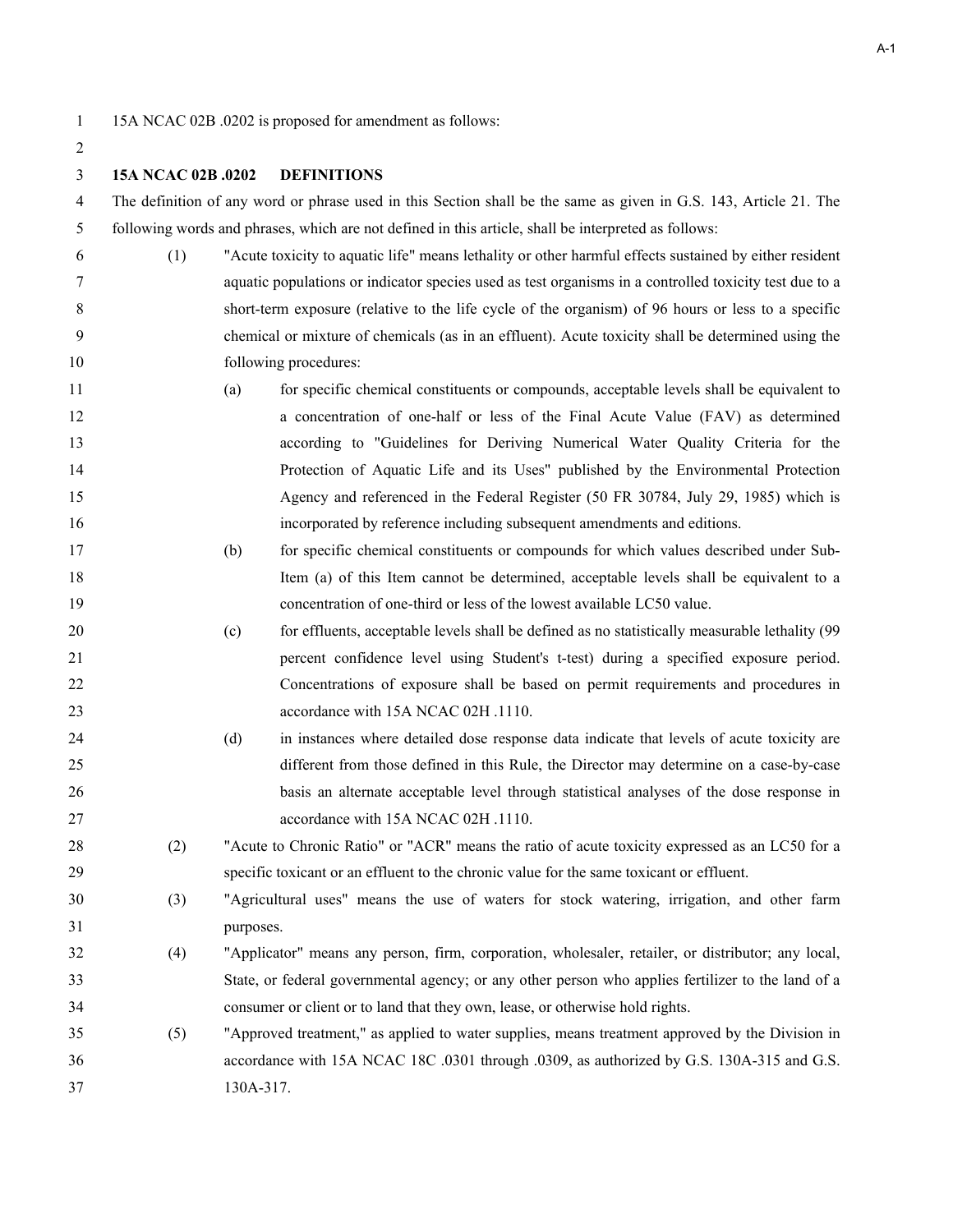15A NCAC 02B .0202 is proposed for amendment as follows:

**15A NCAC 02B .0202 DEFINITIONS**

The definition of any word or phrase used in this Section shall be the same as given in G.S. 143, Article 21. The following words and phrases, which are not defined in this article, shall be interpreted as follows:

(1) "Acute toxicity to aquatic life" means lethality or other harmful effects sustained by either resident aquatic populations or indicator species used as test organisms in a controlled toxicity test due to a short-term exposure (relative to the life cycle of the organism) of 96 hours or less to a specific chemical or mixture of chemicals (as in an effluent). Acute toxicity shall be determined using the following procedures:

  (a) for specific chemical constituents or compounds, acceptable levels shall be equivalent to a concentration of one-half or less of the Final Acute Value (FAV) as determined according to "Guidelines for Deriving Numerical Water Quality Criteria for the Protection of Aquatic Life and its Uses" published by the Environmental Protection Agency and referenced in the Federal Register (50 FR 30784, July 29, 1985) which is incorporated by reference including subsequent amendments and editions.

  (b) for specific chemical constituents or compounds for which values described under Sub-Item (a) of this Item cannot be determined, acceptable levels shall be equivalent to a concentration of one-third or less of the lowest available LC50 value.

  (c) for effluents, acceptable levels shall be defined as no statistically measurable lethality (99 percent confidence level using Student's t-test) during a specified exposure period. Concentrations of exposure shall be based on permit requirements and procedures in accordance with 15A NCAC 02H .1110.

  (d) in instances where detailed dose response data indicate that levels of acute toxicity are different from those defined in this Rule, the Director may determine on a case-by-case basis an alternate acceptable level through statistical analyses of the dose response in accordance with 15A NCAC 02H .1110.

(2) "Acute to Chronic Ratio" or "ACR" means the ratio of acute toxicity expressed as an LC50 for a specific toxicant or an effluent to the chronic value for the same toxicant or effluent.

(3) "Agricultural uses" means the use of waters for stock watering, irrigation, and other farm purposes.

(4) "Applicator" means any person, firm, corporation, wholesaler, retailer, or distributor; any local, State, or federal governmental agency; or any other person who applies fertilizer to the land of a consumer or client or to land that they own, lease, or otherwise hold rights.

(5) "Approved treatment," as applied to water supplies, means treatment approved by the Division in accordance with 15A NCAC 18C .0301 through .0309, as authorized by G.S. 130A-315 and G.S. 130A-317.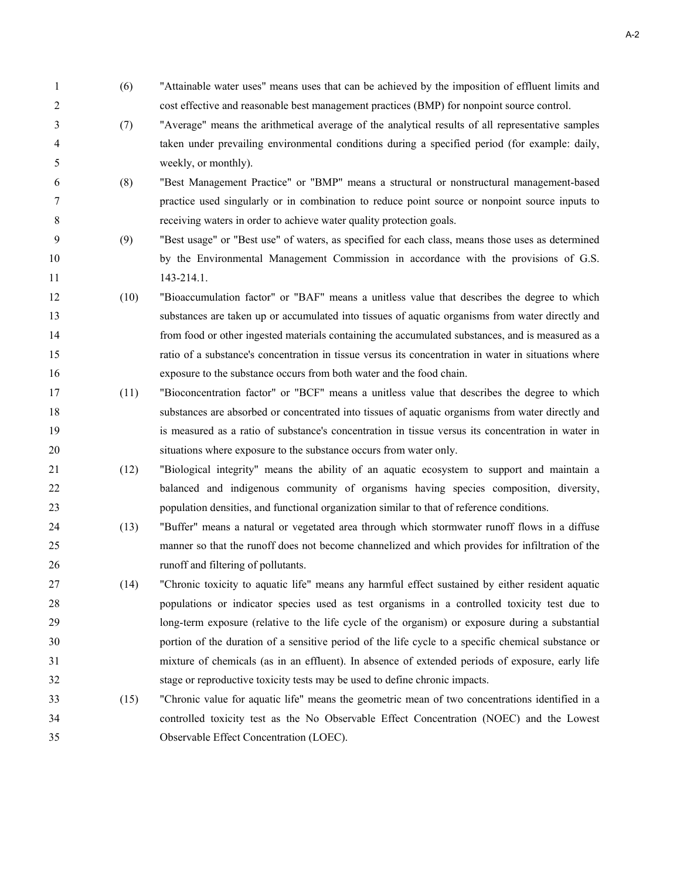(6) "Attainable water uses" means uses that can be achieved by the imposition of effluent limits and cost effective and reasonable best management practices (BMP) for nonpoint source control.

(7) "Average" means the arithmetical average of the analytical results of all representative samples taken under prevailing environmental conditions during a specified period (for example: daily, weekly, or monthly).

(8) "Best Management Practice" or "BMP" means a structural or nonstructural management-based practice used singularly or in combination to reduce point source or nonpoint source inputs to receiving waters in order to achieve water quality protection goals.

(9) "Best usage" or "Best use" of waters, as specified for each class, means those uses as determined by the Environmental Management Commission in accordance with the provisions of G.S. 143-214.1.

(10) "Bioaccumulation factor" or "BAF" means a unitless value that describes the degree to which substances are taken up or accumulated into tissues of aquatic organisms from water directly and from food or other ingested materials containing the accumulated substances, and is measured as a ratio of a substance's concentration in tissue versus its concentration in water in situations where exposure to the substance occurs from both water and the food chain.

(11) "Bioconcentration factor" or "BCF" means a unitless value that describes the degree to which substances are absorbed or concentrated into tissues of aquatic organisms from water directly and is measured as a ratio of substance's concentration in tissue versus its concentration in water in situations where exposure to the substance occurs from water only.

(12) "Biological integrity" means the ability of an aquatic ecosystem to support and maintain a balanced and indigenous community of organisms having species composition, diversity, population densities, and functional organization similar to that of reference conditions.

(13) "Buffer" means a natural or vegetated area through which stormwater runoff flows in a diffuse manner so that the runoff does not become channelized and which provides for infiltration of the runoff and filtering of pollutants.

(14) "Chronic toxicity to aquatic life" means any harmful effect sustained by either resident aquatic populations or indicator species used as test organisms in a controlled toxicity test due to long-term exposure (relative to the life cycle of the organism) or exposure during a substantial portion of the duration of a sensitive period of the life cycle to a specific chemical substance or mixture of chemicals (as in an effluent). In absence of extended periods of exposure, early life stage or reproductive toxicity tests may be used to define chronic impacts.

(15) "Chronic value for aquatic life" means the geometric mean of two concentrations identified in a controlled toxicity test as the No Observable Effect Concentration (NOEC) and the Lowest Observable Effect Concentration (LOEC).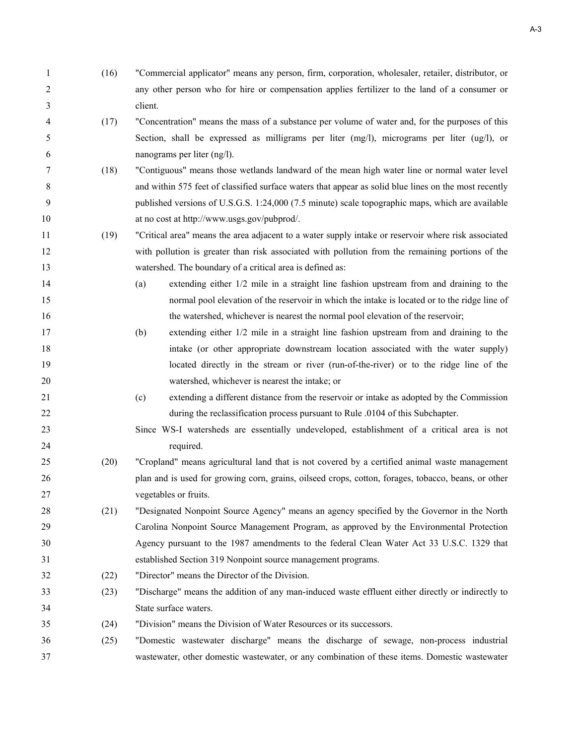(16) "Commercial applicator" means any person, firm, corporation, wholesaler, retailer, distributor, or any other person who for hire or compensation applies fertilizer to the land of a consumer or client.

(17) "Concentration" means the mass of a substance per volume of water and, for the purposes of this Section, shall be expressed as milligrams per liter (mg/l), micrograms per liter (ug/l), or nanograms per liter (ng/l).

(18) "Contiguous" means those wetlands landward of the mean high water line or normal water level and within 575 feet of classified surface waters that appear as solid blue lines on the most recently published versions of U.S.G.S. 1:24,000 (7.5 minute) scale topographic maps, which are available at no cost at http://www.usgs.gov/pubprod/.

(19) "Critical area" means the area adjacent to a water supply intake or reservoir where risk associated with pollution is greater than risk associated with pollution from the remaining portions of the watershed. The boundary of a critical area is defined as:

(a) extending either 1/2 mile in a straight line fashion upstream from and draining to the normal pool elevation of the reservoir in which the intake is located or to the ridge line of the watershed, whichever is nearest the normal pool elevation of the reservoir;

(b) extending either 1/2 mile in a straight line fashion upstream from and draining to the intake (or other appropriate downstream location associated with the water supply) located directly in the stream or river (run-of-the-river) or to the ridge line of the watershed, whichever is nearest the intake; or

(c) extending a different distance from the reservoir or intake as adopted by the Commission during the reclassification process pursuant to Rule .0104 of this Subchapter.

Since WS-I watersheds are essentially undeveloped, establishment of a critical area is not required.

(20) "Cropland" means agricultural land that is not covered by a certified animal waste management plan and is used for growing corn, grains, oilseed crops, cotton, forages, tobacco, beans, or other vegetables or fruits.

(21) "Designated Nonpoint Source Agency" means an agency specified by the Governor in the North Carolina Nonpoint Source Management Program, as approved by the Environmental Protection Agency pursuant to the 1987 amendments to the federal Clean Water Act 33 U.S.C. 1329 that established Section 319 Nonpoint source management programs.

(22) "Director" means the Director of the Division.

(23) "Discharge" means the addition of any man-induced waste effluent either directly or indirectly to State surface waters.

(24) "Division" means the Division of Water Resources or its successors.

(25) "Domestic wastewater discharge" means the discharge of sewage, non-process industrial wastewater, other domestic wastewater, or any combination of these items. Domestic wastewater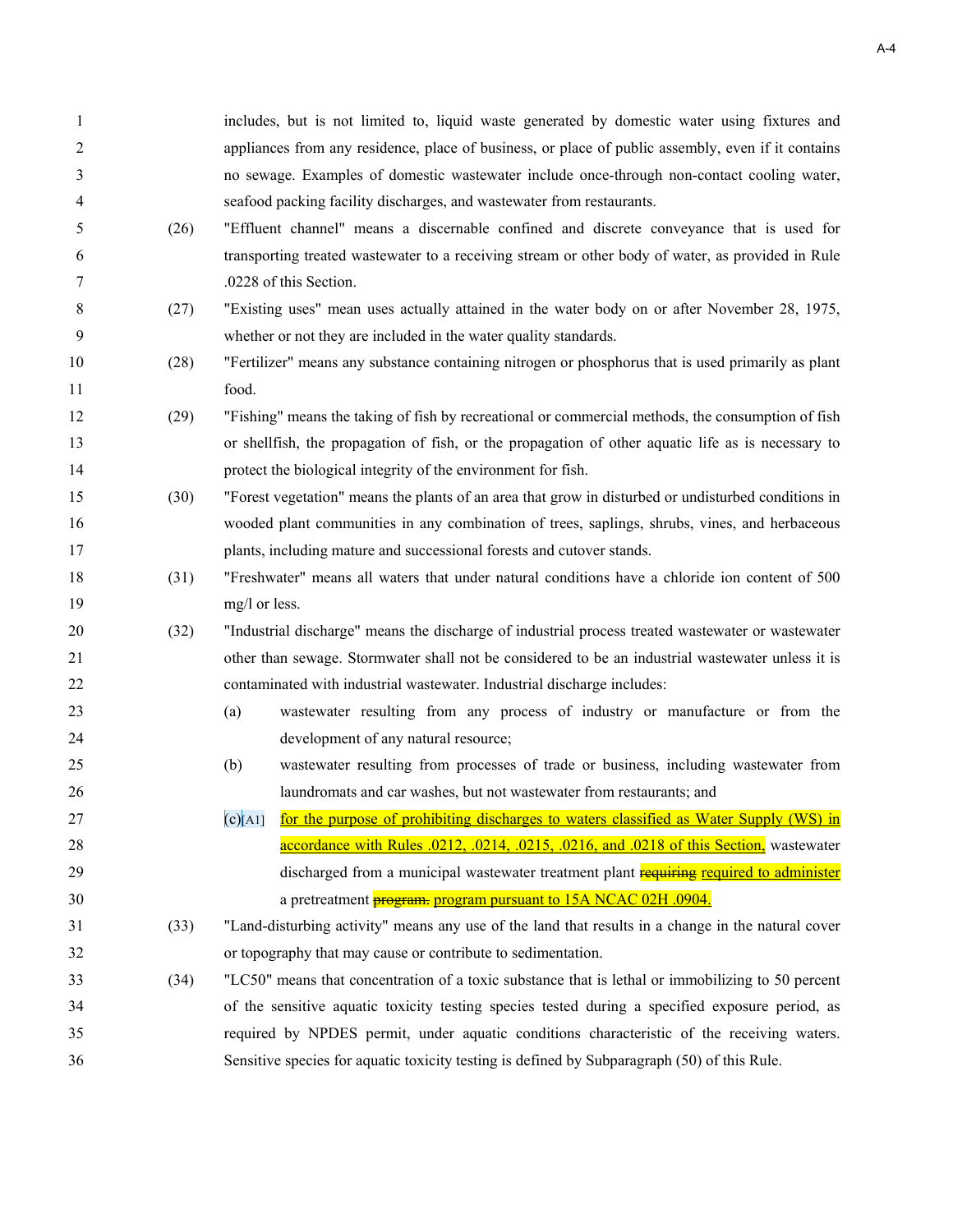includes, but is not limited to, liquid waste generated by domestic water using fixtures and appliances from any residence, place of business, or place of public assembly, even if it contains no sewage. Examples of domestic wastewater include once-through non-contact cooling water, seafood packing facility discharges, and wastewater from restaurants.

(26) "Effluent channel" means a discernable confined and discrete conveyance that is used for transporting treated wastewater to a receiving stream or other body of water, as provided in Rule .0228 of this Section.

(27) "Existing uses" mean uses actually attained in the water body on or after November 28, 1975, whether or not they are included in the water quality standards.

(28) "Fertilizer" means any substance containing nitrogen or phosphorus that is used primarily as plant food.

(29) "Fishing" means the taking of fish by recreational or commercial methods, the consumption of fish or shellfish, the propagation of fish, or the propagation of other aquatic life as is necessary to protect the biological integrity of the environment for fish.

(30) "Forest vegetation" means the plants of an area that grow in disturbed or undisturbed conditions in wooded plant communities in any combination of trees, saplings, shrubs, vines, and herbaceous plants, including mature and successional forests and cutover stands.

(31) "Freshwater" means all waters that under natural conditions have a chloride ion content of 500 mg/l or less.

(32) "Industrial discharge" means the discharge of industrial process treated wastewater or wastewater other than sewage. Stormwater shall not be considered to be an industrial wastewater unless it is contaminated with industrial wastewater. Industrial discharge includes:

(a) wastewater resulting from any process of industry or manufacture or from the development of any natural resource;

(b) wastewater resulting from processes of trade or business, including wastewater from laundromats and car washes, but not wastewater from restaurants; and

(c)[A1] <u>for the purpose of prohibiting discharges to waters classified as Water Supply (WS) in accordance with Rules .0212, .0214, .0215, .0216, and .0218 of this Section,</u> wastewater discharged from a municipal wastewater treatment plant ~~requiring~~ <u>required to administer</u> a pretreatment ~~program.~~ <u>program pursuant to 15A NCAC 02H .0904.</u>

(33) "Land-disturbing activity" means any use of the land that results in a change in the natural cover or topography that may cause or contribute to sedimentation.

(34) "LC50" means that concentration of a toxic substance that is lethal or immobilizing to 50 percent of the sensitive aquatic toxicity testing species tested during a specified exposure period, as required by NPDES permit, under aquatic conditions characteristic of the receiving waters. Sensitive species for aquatic toxicity testing is defined by Subparagraph (50) of this Rule.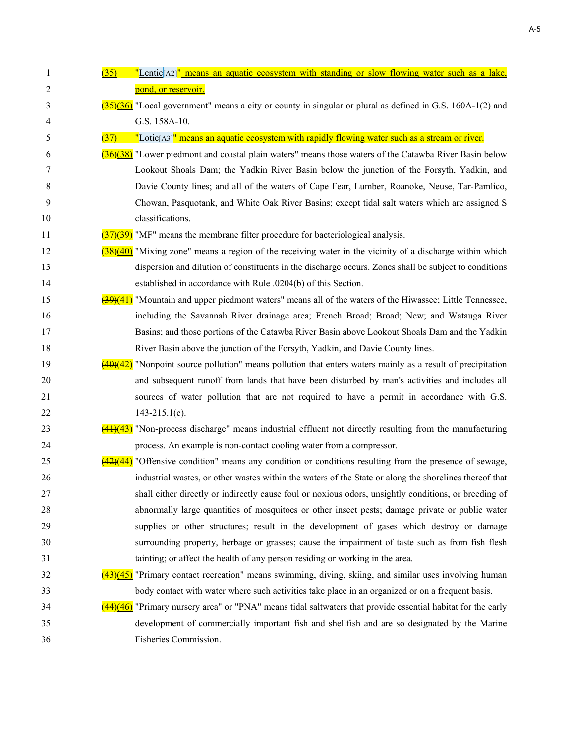(35) "Lentic[A2]" means an aquatic ecosystem with standing or slow flowing water such as a lake, pond, or reservoir.

~~(35)~~(36) "Local government" means a city or county in singular or plural as defined in G.S. 160A-1(2) and G.S. 158A-10.

(37) "Lotic[A3]" means an aquatic ecosystem with rapidly flowing water such as a stream or river.

~~(36)~~(38) "Lower piedmont and coastal plain waters" means those waters of the Catawba River Basin below Lookout Shoals Dam; the Yadkin River Basin below the junction of the Forsyth, Yadkin, and Davie County lines; and all of the waters of Cape Fear, Lumber, Roanoke, Neuse, Tar-Pamlico, Chowan, Pasquotank, and White Oak River Basins; except tidal salt waters which are assigned S classifications.

~~(37)~~(39) "MF" means the membrane filter procedure for bacteriological analysis.

~~(38)~~(40) "Mixing zone" means a region of the receiving water in the vicinity of a discharge within which dispersion and dilution of constituents in the discharge occurs. Zones shall be subject to conditions established in accordance with Rule .0204(b) of this Section.

~~(39)~~(41) "Mountain and upper piedmont waters" means all of the waters of the Hiwassee; Little Tennessee, including the Savannah River drainage area; French Broad; Broad; New; and Watauga River Basins; and those portions of the Catawba River Basin above Lookout Shoals Dam and the Yadkin River Basin above the junction of the Forsyth, Yadkin, and Davie County lines.

~~(40)~~(42) "Nonpoint source pollution" means pollution that enters waters mainly as a result of precipitation and subsequent runoff from lands that have been disturbed by man's activities and includes all sources of water pollution that are not required to have a permit in accordance with G.S. 143-215.1(c).

~~(41)~~(43) "Non-process discharge" means industrial effluent not directly resulting from the manufacturing process. An example is non-contact cooling water from a compressor.

~~(42)~~(44) "Offensive condition" means any condition or conditions resulting from the presence of sewage, industrial wastes, or other wastes within the waters of the State or along the shorelines thereof that shall either directly or indirectly cause foul or noxious odors, unsightly conditions, or breeding of abnormally large quantities of mosquitoes or other insect pests; damage private or public water supplies or other structures; result in the development of gases which destroy or damage surrounding property, herbage or grasses; cause the impairment of taste such as from fish flesh tainting; or affect the health of any person residing or working in the area.

~~(43)~~(45) "Primary contact recreation" means swimming, diving, skiing, and similar uses involving human body contact with water where such activities take place in an organized or on a frequent basis.

~~(44)~~(46) "Primary nursery area" or "PNA" means tidal saltwaters that provide essential habitat for the early development of commercially important fish and shellfish and are so designated by the Marine Fisheries Commission.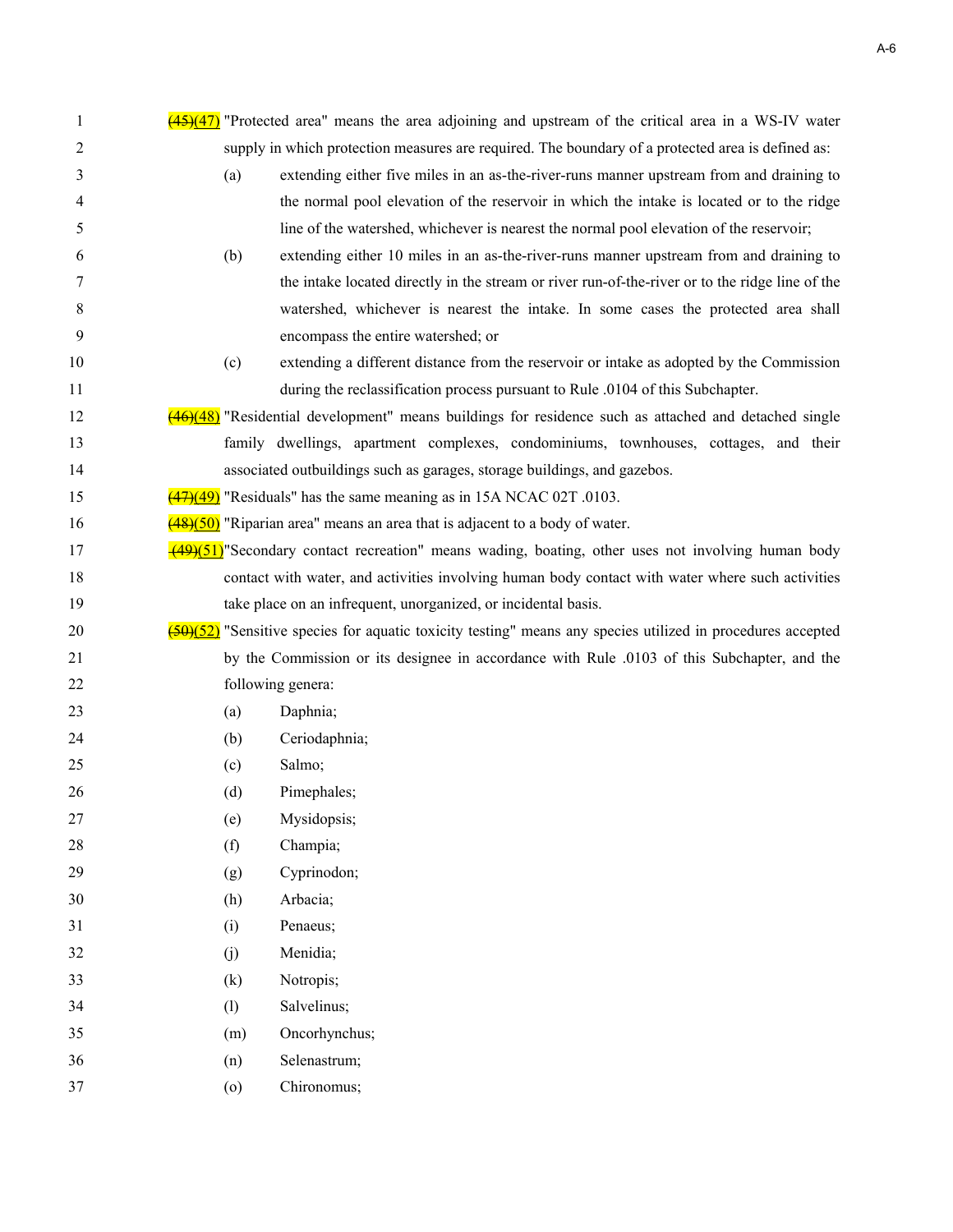~~(45)~~(47) "Protected area" means the area adjoining and upstream of the critical area in a WS-IV water supply in which protection measures are required. The boundary of a protected area is defined as:

(a) extending either five miles in an as-the-river-runs manner upstream from and draining to the normal pool elevation of the reservoir in which the intake is located or to the ridge line of the watershed, whichever is nearest the normal pool elevation of the reservoir;

(b) extending either 10 miles in an as-the-river-runs manner upstream from and draining to the intake located directly in the stream or river run-of-the-river or to the ridge line of the watershed, whichever is nearest the intake. In some cases the protected area shall encompass the entire watershed; or

(c) extending a different distance from the reservoir or intake as adopted by the Commission during the reclassification process pursuant to Rule .0104 of this Subchapter.

~~(46)~~(48) "Residential development" means buildings for residence such as attached and detached single family dwellings, apartment complexes, condominiums, townhouses, cottages, and their associated outbuildings such as garages, storage buildings, and gazebos.

~~(47)~~(49) "Residuals" has the same meaning as in 15A NCAC 02T .0103.

~~(48)~~(50) "Riparian area" means an area that is adjacent to a body of water.

~~(49)~~(51) "Secondary contact recreation" means wading, boating, other uses not involving human body contact with water, and activities involving human body contact with water where such activities take place on an infrequent, unorganized, or incidental basis.

~~(50)~~(52) "Sensitive species for aquatic toxicity testing" means any species utilized in procedures accepted by the Commission or its designee in accordance with Rule .0103 of this Subchapter, and the following genera:

(a) Daphnia;

(b) Ceriodaphnia;

(c) Salmo;

(d) Pimephales;

(e) Mysidopsis;

(f) Champia;

(g) Cyprinodon;

(h) Arbacia;

(i) Penaeus;

(j) Menidia;

(k) Notropis;

(l) Salvelinus;

(m) Oncorhynchus;

(n) Selenastrum;

(o) Chironomus;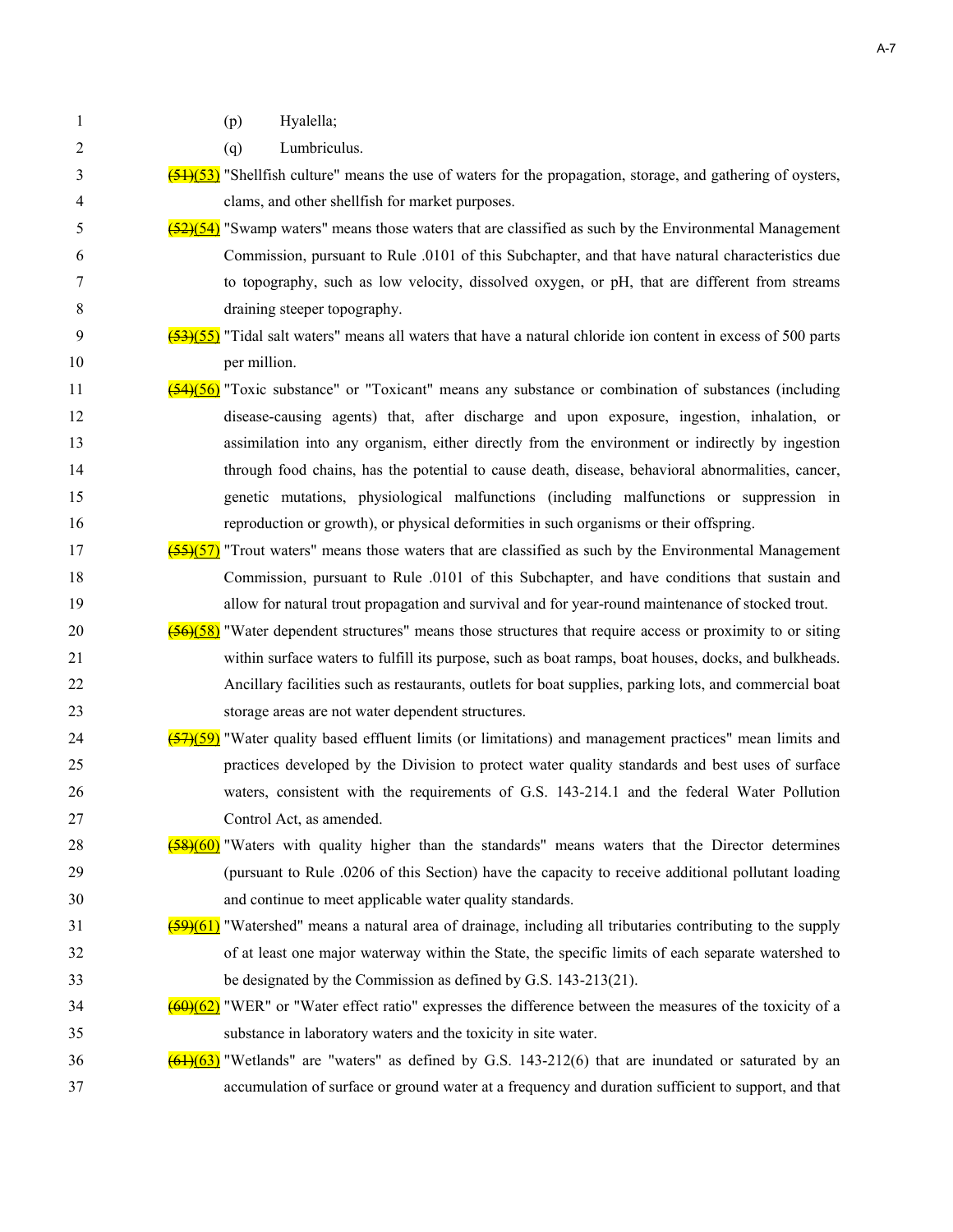(p) Hyalella;

(q) Lumbriculus.

~~(51)~~(53) "Shellfish culture" means the use of waters for the propagation, storage, and gathering of oysters, clams, and other shellfish for market purposes.

~~(52)~~(54) "Swamp waters" means those waters that are classified as such by the Environmental Management Commission, pursuant to Rule .0101 of this Subchapter, and that have natural characteristics due to topography, such as low velocity, dissolved oxygen, or pH, that are different from streams draining steeper topography.

~~(53)~~(55) "Tidal salt waters" means all waters that have a natural chloride ion content in excess of 500 parts per million.

~~(54)~~(56) "Toxic substance" or "Toxicant" means any substance or combination of substances (including disease-causing agents) that, after discharge and upon exposure, ingestion, inhalation, or assimilation into any organism, either directly from the environment or indirectly by ingestion through food chains, has the potential to cause death, disease, behavioral abnormalities, cancer, genetic mutations, physiological malfunctions (including malfunctions or suppression in reproduction or growth), or physical deformities in such organisms or their offspring.

~~(55)~~(57) "Trout waters" means those waters that are classified as such by the Environmental Management Commission, pursuant to Rule .0101 of this Subchapter, and have conditions that sustain and allow for natural trout propagation and survival and for year-round maintenance of stocked trout.

~~(56)~~(58) "Water dependent structures" means those structures that require access or proximity to or siting within surface waters to fulfill its purpose, such as boat ramps, boat houses, docks, and bulkheads. Ancillary facilities such as restaurants, outlets for boat supplies, parking lots, and commercial boat storage areas are not water dependent structures.

~~(57)~~(59) "Water quality based effluent limits (or limitations) and management practices" mean limits and practices developed by the Division to protect water quality standards and best uses of surface waters, consistent with the requirements of G.S. 143-214.1 and the federal Water Pollution Control Act, as amended.

~~(58)~~(60) "Waters with quality higher than the standards" means waters that the Director determines (pursuant to Rule .0206 of this Section) have the capacity to receive additional pollutant loading and continue to meet applicable water quality standards.

~~(59)~~(61) "Watershed" means a natural area of drainage, including all tributaries contributing to the supply of at least one major waterway within the State, the specific limits of each separate watershed to be designated by the Commission as defined by G.S. 143-213(21).

~~(60)~~(62) "WER" or "Water effect ratio" expresses the difference between the measures of the toxicity of a substance in laboratory waters and the toxicity in site water.

~~(61)~~(63) "Wetlands" are "waters" as defined by G.S. 143-212(6) that are inundated or saturated by an accumulation of surface or ground water at a frequency and duration sufficient to support, and that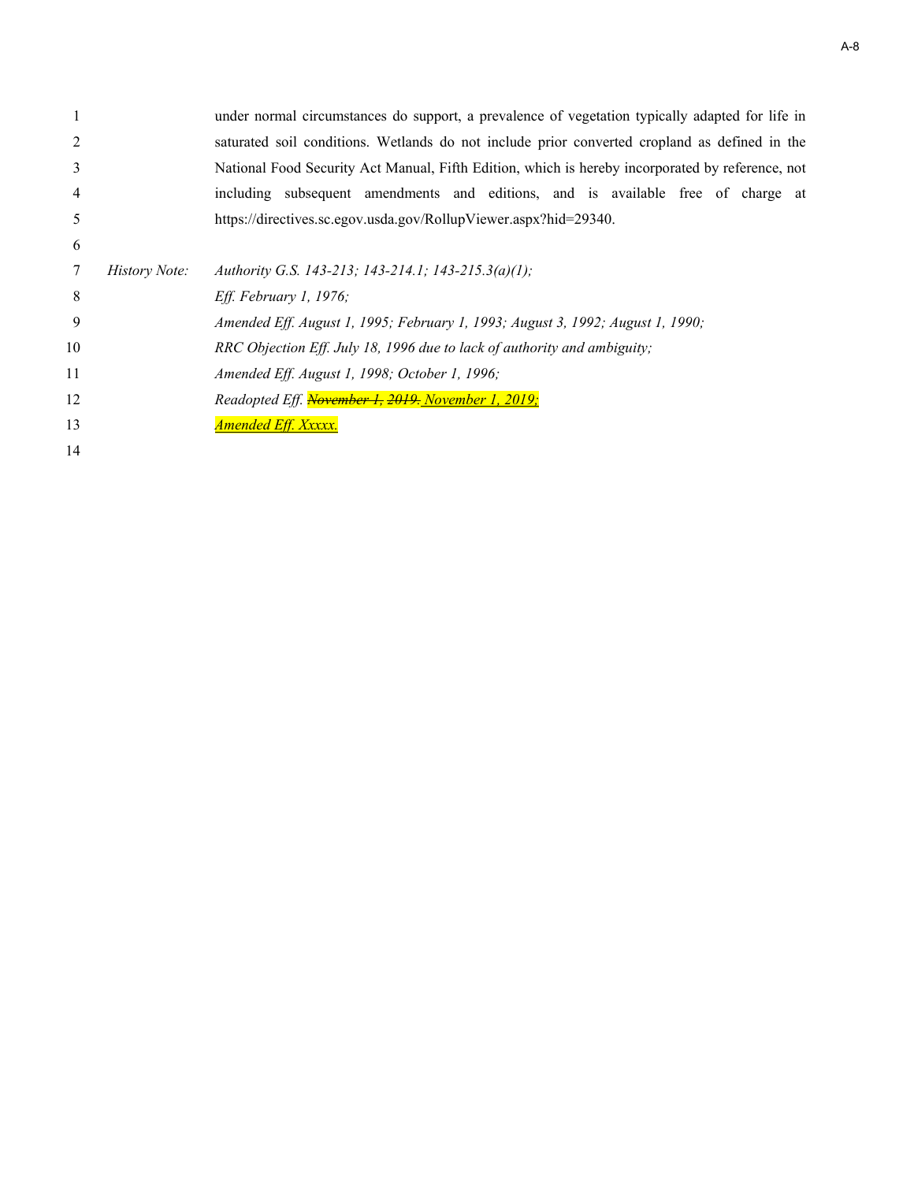under normal circumstances do support, a prevalence of vegetation typically adapted for life in saturated soil conditions. Wetlands do not include prior converted cropland as defined in the National Food Security Act Manual, Fifth Edition, which is hereby incorporated by reference, not including subsequent amendments and editions, and is available free of charge at https://directives.sc.egov.usda.gov/RollupViewer.aspx?hid=29340.

*History Note:* *Authority G.S. 143-213; 143-214.1; 143-215.3(a)(1);*
*Eff. February 1, 1976;*
*Amended Eff. August 1, 1995; February 1, 1993; August 3, 1992; August 1, 1990;*
*RRC Objection Eff. July 18, 1996 due to lack of authority and ambiguity;*
*Amended Eff. August 1, 1998; October 1, 1996;*
*Readopted Eff. ~~November 1, 2019.~~ November 1, 2019;*
*Amended Eff. Xxxxx.*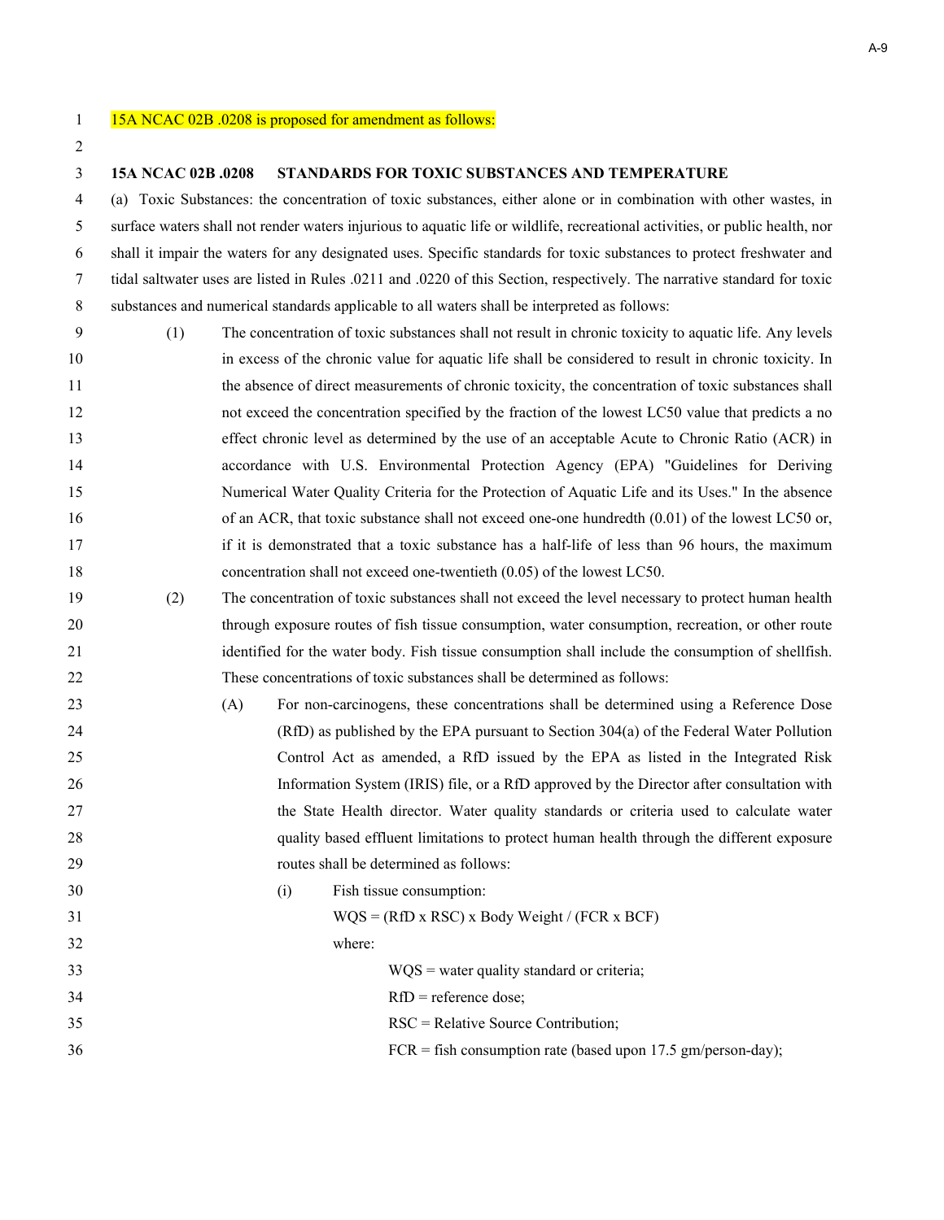15A NCAC 02B .0208 is proposed for amendment as follows:

**15A NCAC 02B .0208 STANDARDS FOR TOXIC SUBSTANCES AND TEMPERATURE**

(a) Toxic Substances: the concentration of toxic substances, either alone or in combination with other wastes, in surface waters shall not render waters injurious to aquatic life or wildlife, recreational activities, or public health, nor shall it impair the waters for any designated uses. Specific standards for toxic substances to protect freshwater and tidal saltwater uses are listed in Rules .0211 and .0220 of this Section, respectively. The narrative standard for toxic substances and numerical standards applicable to all waters shall be interpreted as follows:

(1) The concentration of toxic substances shall not result in chronic toxicity to aquatic life. Any levels in excess of the chronic value for aquatic life shall be considered to result in chronic toxicity. In the absence of direct measurements of chronic toxicity, the concentration of toxic substances shall not exceed the concentration specified by the fraction of the lowest LC50 value that predicts a no effect chronic level as determined by the use of an acceptable Acute to Chronic Ratio (ACR) in accordance with U.S. Environmental Protection Agency (EPA) "Guidelines for Deriving Numerical Water Quality Criteria for the Protection of Aquatic Life and its Uses." In the absence of an ACR, that toxic substance shall not exceed one-one hundredth (0.01) of the lowest LC50 or, if it is demonstrated that a toxic substance has a half-life of less than 96 hours, the maximum concentration shall not exceed one-twentieth (0.05) of the lowest LC50.

(2) The concentration of toxic substances shall not exceed the level necessary to protect human health through exposure routes of fish tissue consumption, water consumption, recreation, or other route identified for the water body. Fish tissue consumption shall include the consumption of shellfish. These concentrations of toxic substances shall be determined as follows:

(A) For non-carcinogens, these concentrations shall be determined using a Reference Dose (RfD) as published by the EPA pursuant to Section 304(a) of the Federal Water Pollution Control Act as amended, a RfD issued by the EPA as listed in the Integrated Risk Information System (IRIS) file, or a RfD approved by the Director after consultation with the State Health director. Water quality standards or criteria used to calculate water quality based effluent limitations to protect human health through the different exposure routes shall be determined as follows:

(i) Fish tissue consumption:

$$WQS = (RfD \times RSC) \times \text{Body Weight} / (FCR \times BCF)$$

where:

WQS = water quality standard or criteria;

RfD = reference dose;

RSC = Relative Source Contribution;

FCR = fish consumption rate (based upon 17.5 gm/person-day);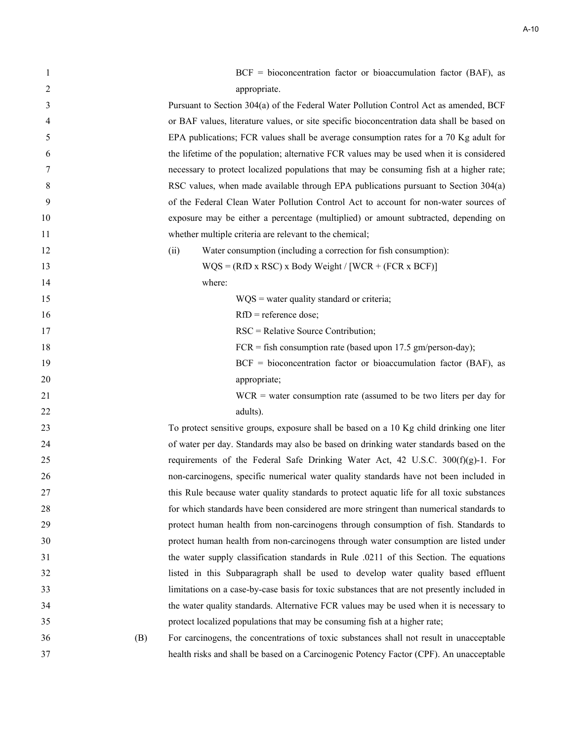BCF = bioconcentration factor or bioaccumulation factor (BAF), as appropriate.

Pursuant to Section 304(a) of the Federal Water Pollution Control Act as amended, BCF or BAF values, literature values, or site specific bioconcentration data shall be based on EPA publications; FCR values shall be average consumption rates for a 70 Kg adult for the lifetime of the population; alternative FCR values may be used when it is considered necessary to protect localized populations that may be consuming fish at a higher rate; RSC values, when made available through EPA publications pursuant to Section 304(a) of the Federal Clean Water Pollution Control Act to account for non-water sources of exposure may be either a percentage (multiplied) or amount subtracted, depending on whether multiple criteria are relevant to the chemical;

(ii) Water consumption (including a correction for fish consumption):

$$WQS = (RfD \times RSC) \times \text{Body Weight} / [WCR + (FCR \times BCF)]$$

where:

WQS = water quality standard or criteria;

RfD = reference dose;

RSC = Relative Source Contribution;

FCR = fish consumption rate (based upon 17.5 gm/person-day);

BCF = bioconcentration factor or bioaccumulation factor (BAF), as appropriate;

WCR = water consumption rate (assumed to be two liters per day for adults).

To protect sensitive groups, exposure shall be based on a 10 Kg child drinking one liter of water per day. Standards may also be based on drinking water standards based on the requirements of the Federal Safe Drinking Water Act, 42 U.S.C. 300(f)(g)-1. For non-carcinogens, specific numerical water quality standards have not been included in this Rule because water quality standards to protect aquatic life for all toxic substances for which standards have been considered are more stringent than numerical standards to protect human health from non-carcinogens through consumption of fish. Standards to protect human health from non-carcinogens through water consumption are listed under the water supply classification standards in Rule .0211 of this Section. The equations listed in this Subparagraph shall be used to develop water quality based effluent limitations on a case-by-case basis for toxic substances that are not presently included in the water quality standards. Alternative FCR values may be used when it is necessary to protect localized populations that may be consuming fish at a higher rate;

(B) For carcinogens, the concentrations of toxic substances shall not result in unacceptable health risks and shall be based on a Carcinogenic Potency Factor (CPF). An unacceptable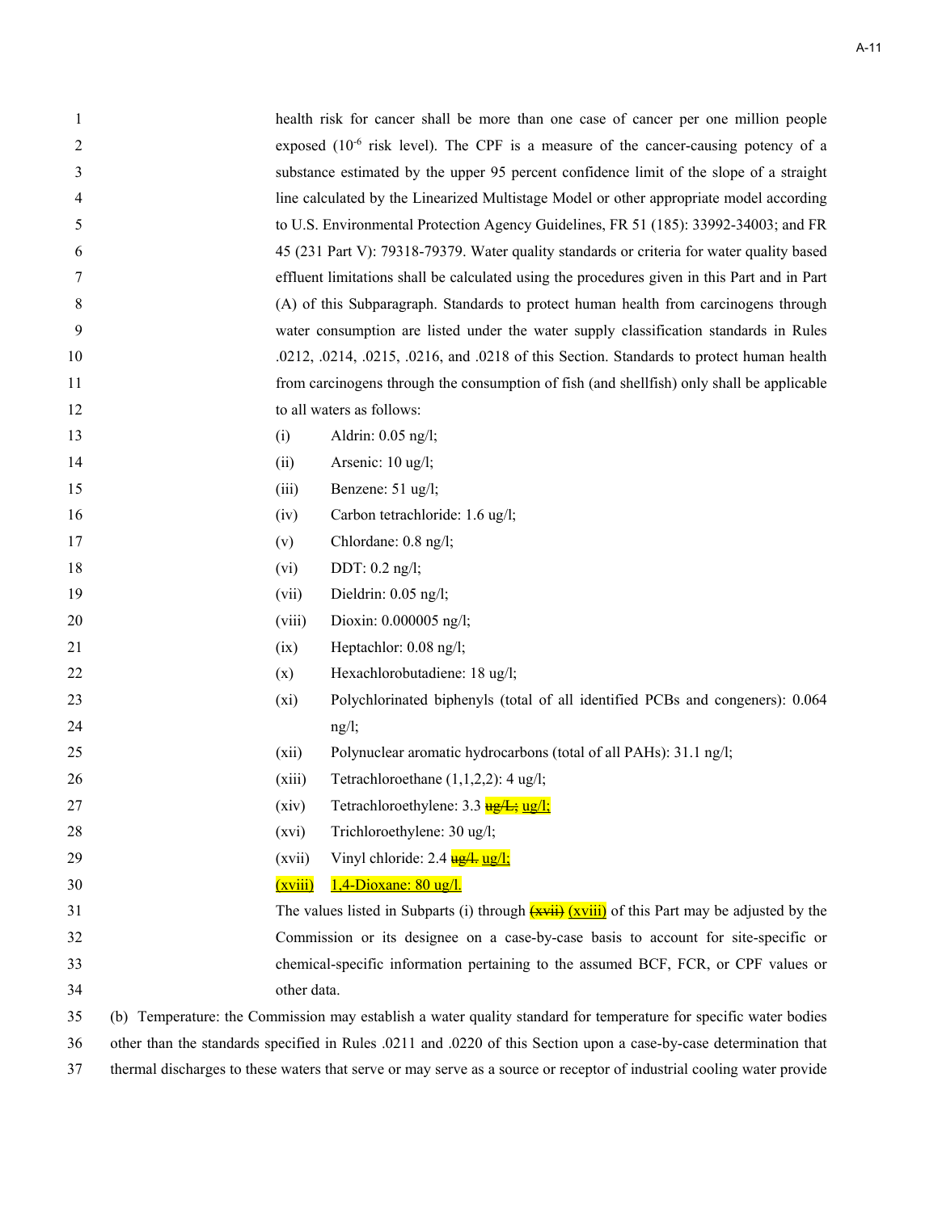health risk for cancer shall be more than one case of cancer per one million people exposed ($10^{-6}$ risk level). The CPF is a measure of the cancer-causing potency of a substance estimated by the upper 95 percent confidence limit of the slope of a straight line calculated by the Linearized Multistage Model or other appropriate model according to U.S. Environmental Protection Agency Guidelines, FR 51 (185): 33992-34003; and FR 45 (231 Part V): 79318-79379. Water quality standards or criteria for water quality based effluent limitations shall be calculated using the procedures given in this Part and in Part (A) of this Subparagraph. Standards to protect human health from carcinogens through water consumption are listed under the water supply classification standards in Rules .0212, .0214, .0215, .0216, and .0218 of this Section. Standards to protect human health from carcinogens through the consumption of fish (and shellfish) only shall be applicable to all waters as follows:

(i) Aldrin: 0.05 ng/l;

(ii) Arsenic: 10 ug/l;

(iii) Benzene: 51 ug/l;

(iv) Carbon tetrachloride: 1.6 ug/l;

(v) Chlordane: 0.8 ng/l;

(vi) DDT: 0.2 ng/l;

(vii) Dieldrin: 0.05 ng/l;

(viii) Dioxin: 0.000005 ng/l;

(ix) Heptachlor: 0.08 ng/l;

(x) Hexachlorobutadiene: 18 ug/l;

(xi) Polychlorinated biphenyls (total of all identified PCBs and congeners): 0.064 ng/l;

(xii) Polynuclear aromatic hydrocarbons (total of all PAHs): 31.1 ng/l;

(xiii) Tetrachloroethane (1,1,2,2): 4 ug/l;

(xiv) Tetrachloroethylene: 3.3 ~~ug/L;~~ ug/l;

(xvi) Trichloroethylene: 30 ug/l;

(xvii) Vinyl chloride: 2.4 ~~ug/l.~~ ug/l;

(xviii) 1,4-Dioxane: 80 ug/l.

The values listed in Subparts (i) through ~~(xvii)~~ (xviii) of this Part may be adjusted by the Commission or its designee on a case-by-case basis to account for site-specific or chemical-specific information pertaining to the assumed BCF, FCR, or CPF values or other data.

(b) Temperature: the Commission may establish a water quality standard for temperature for specific water bodies other than the standards specified in Rules .0211 and .0220 of this Section upon a case-by-case determination that thermal discharges to these waters that serve or may serve as a source or receptor of industrial cooling water provide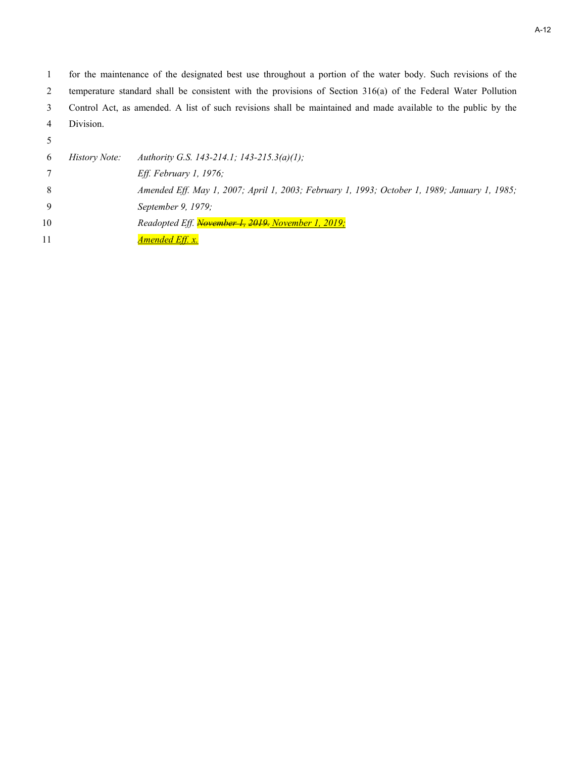for the maintenance of the designated best use throughout a portion of the water body. Such revisions of the temperature standard shall be consistent with the provisions of Section 316(a) of the Federal Water Pollution Control Act, as amended. A list of such revisions shall be maintained and made available to the public by the Division.

*History Note:* *Authority G.S. 143-214.1; 143-215.3(a)(1);*
*Eff. February 1, 1976;*
*Amended Eff. May 1, 2007; April 1, 2003; February 1, 1993; October 1, 1989; January 1, 1985; September 9, 1979;*
*Readopted Eff. ~~November 1, 2019.~~ November 1, 2019;*
*Amended Eff. x.*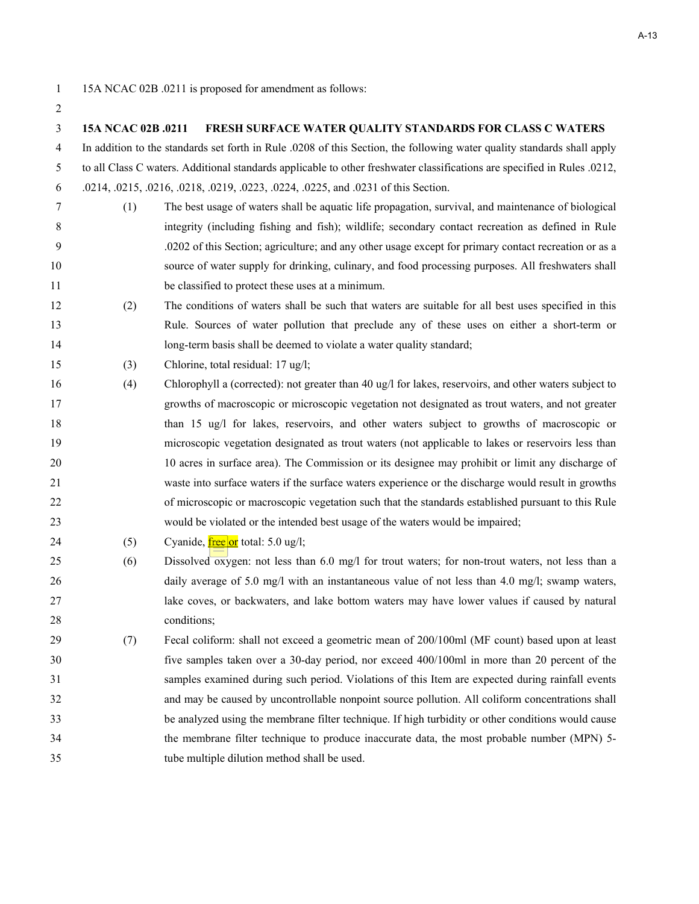15A NCAC 02B .0211 is proposed for amendment as follows:

**15A NCAC 02B .0211 FRESH SURFACE WATER QUALITY STANDARDS FOR CLASS C WATERS**

In addition to the standards set forth in Rule .0208 of this Section, the following water quality standards shall apply to all Class C waters. Additional standards applicable to other freshwater classifications are specified in Rules .0212, .0214, .0215, .0216, .0218, .0219, .0223, .0224, .0225, and .0231 of this Section.

(1) The best usage of waters shall be aquatic life propagation, survival, and maintenance of biological integrity (including fishing and fish); wildlife; secondary contact recreation as defined in Rule .0202 of this Section; agriculture; and any other usage except for primary contact recreation or as a source of water supply for drinking, culinary, and food processing purposes. All freshwaters shall be classified to protect these uses at a minimum.

(2) The conditions of waters shall be such that waters are suitable for all best uses specified in this Rule. Sources of water pollution that preclude any of these uses on either a short-term or long-term basis shall be deemed to violate a water quality standard;

(3) Chlorine, total residual: 17 ug/l;

(4) Chlorophyll a (corrected): not greater than 40 ug/l for lakes, reservoirs, and other waters subject to growths of macroscopic or microscopic vegetation not designated as trout waters, and not greater than 15 ug/l for lakes, reservoirs, and other waters subject to growths of macroscopic or microscopic vegetation designated as trout waters (not applicable to lakes or reservoirs less than 10 acres in surface area). The Commission or its designee may prohibit or limit any discharge of waste into surface waters if the surface waters experience or the discharge would result in growths of microscopic or macroscopic vegetation such that the standards established pursuant to this Rule would be violated or the intended best usage of the waters would be impaired;

(5) Cyanide, free or total: 5.0 ug/l;

(6) Dissolved oxygen: not less than 6.0 mg/l for trout waters; for non-trout waters, not less than a daily average of 5.0 mg/l with an instantaneous value of not less than 4.0 mg/l; swamp waters, lake coves, or backwaters, and lake bottom waters may have lower values if caused by natural conditions;

(7) Fecal coliform: shall not exceed a geometric mean of 200/100ml (MF count) based upon at least five samples taken over a 30-day period, nor exceed 400/100ml in more than 20 percent of the samples examined during such period. Violations of this Item are expected during rainfall events and may be caused by uncontrollable nonpoint source pollution. All coliform concentrations shall be analyzed using the membrane filter technique. If high turbidity or other conditions would cause the membrane filter technique to produce inaccurate data, the most probable number (MPN) 5-tube multiple dilution method shall be used.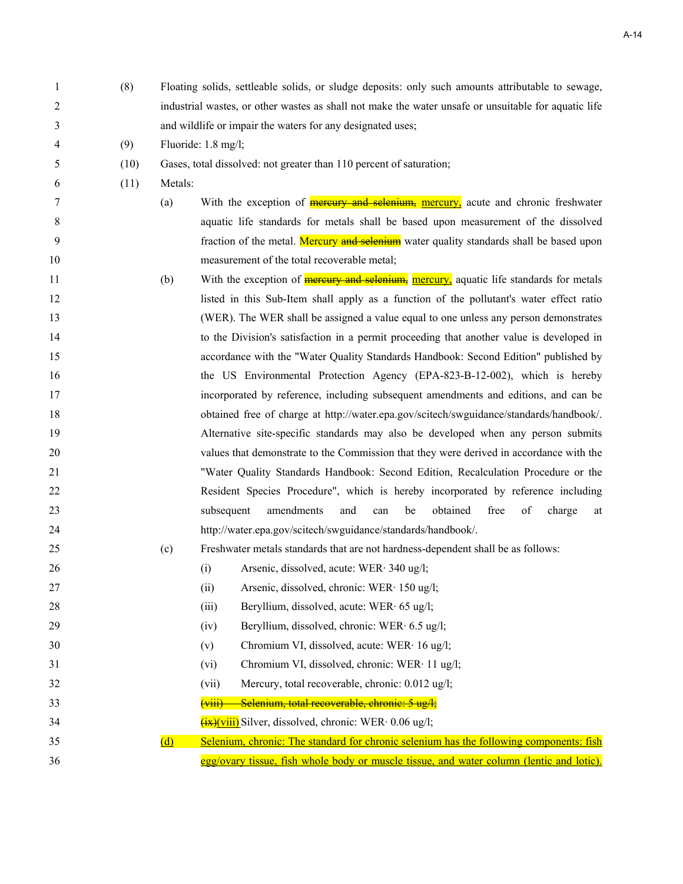(8) Floating solids, settleable solids, or sludge deposits: only such amounts attributable to sewage, industrial wastes, or other wastes as shall not make the water unsafe or unsuitable for aquatic life and wildlife or impair the waters for any designated uses;

(9) Fluoride: 1.8 mg/l;

(10) Gases, total dissolved: not greater than 110 percent of saturation;

(11) Metals:

(a) With the exception of ~~mercury and selenium,~~ mercury, acute and chronic freshwater aquatic life standards for metals shall be based upon measurement of the dissolved fraction of the metal. Mercury ~~and selenium~~ water quality standards shall be based upon measurement of the total recoverable metal;

(b) With the exception of ~~mercury and selenium,~~ mercury, aquatic life standards for metals listed in this Sub-Item shall apply as a function of the pollutant's water effect ratio (WER). The WER shall be assigned a value equal to one unless any person demonstrates to the Division's satisfaction in a permit proceeding that another value is developed in accordance with the "Water Quality Standards Handbook: Second Edition" published by the US Environmental Protection Agency (EPA-823-B-12-002), which is hereby incorporated by reference, including subsequent amendments and editions, and can be obtained free of charge at http://water.epa.gov/scitech/swguidance/standards/handbook/. Alternative site-specific standards may also be developed when any person submits values that demonstrate to the Commission that they were derived in accordance with the "Water Quality Standards Handbook: Second Edition, Recalculation Procedure or the Resident Species Procedure", which is hereby incorporated by reference including subsequent amendments and can be obtained free of charge at http://water.epa.gov/scitech/swguidance/standards/handbook/.

(c) Freshwater metals standards that are not hardness-dependent shall be as follows:

(i) Arsenic, dissolved, acute: WER· 340 ug/l;

(ii) Arsenic, dissolved, chronic: WER· 150 ug/l;

(iii) Beryllium, dissolved, acute: WER· 65 ug/l;

(iv) Beryllium, dissolved, chronic: WER· 6.5 ug/l;

(v) Chromium VI, dissolved, acute: WER· 16 ug/l;

(vi) Chromium VI, dissolved, chronic: WER· 11 ug/l;

(vii) Mercury, total recoverable, chronic: 0.012 ug/l;

~~(viii) Selenium, total recoverable, chronic: 5 ug/l;~~

~~(ix)~~(viii) Silver, dissolved, chronic: WER· 0.06 ug/l;

(d) Selenium, chronic: The standard for chronic selenium has the following components: fish egg/ovary tissue, fish whole body or muscle tissue, and water column (lentic and lotic).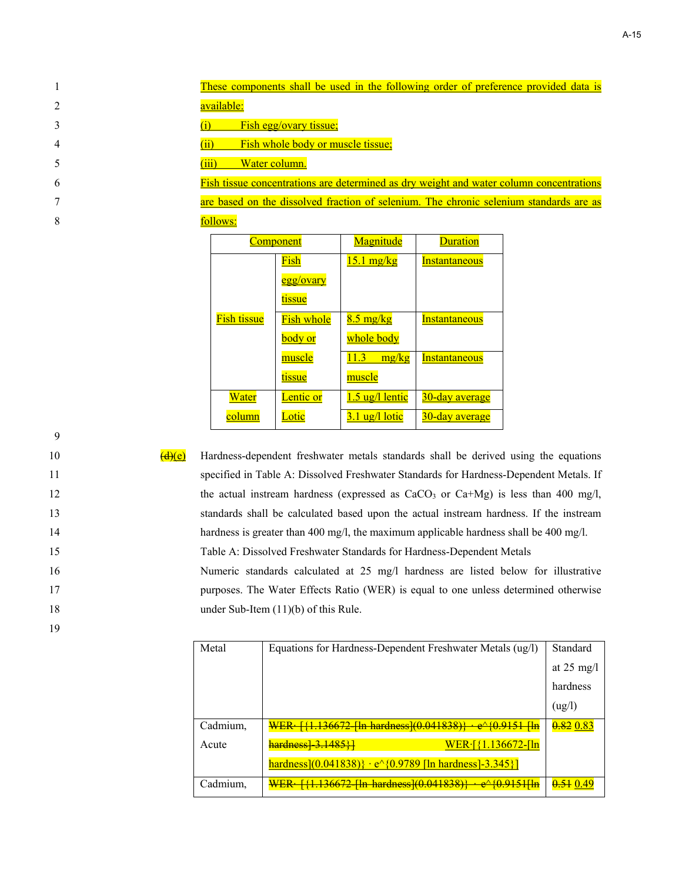These components shall be used in the following order of preference provided data is available:

(i) Fish egg/ovary tissue;

(ii) Fish whole body or muscle tissue;

(iii) Water column.

Fish tissue concentrations are determined as dry weight and water column concentrations are based on the dissolved fraction of selenium. The chronic selenium standards are as follows:

| Component | | Magnitude | Duration |
|---|---|---|---|
| Fish tissue | Fish egg/ovary tissue | 15.1 mg/kg | Instantaneous |
| | Fish whole body or muscle tissue | 8.5 mg/kg whole body | Instantaneous |
| | | 11.3 mg/kg muscle | Instantaneous |
| Water column | Lentic or Lotic | 1.5 ug/l lentic | 30-day average |
| | | 3.1 ug/l lotic | 30-day average |

~~(d)~~(e) Hardness-dependent freshwater metals standards shall be derived using the equations specified in Table A: Dissolved Freshwater Standards for Hardness-Dependent Metals. If the actual instream hardness (expressed as $CaCO_3$ or Ca+Mg) is less than 400 mg/l, standards shall be calculated based upon the actual instream hardness. If the instream hardness is greater than 400 mg/l, the maximum applicable hardness shall be 400 mg/l.

Table A: Dissolved Freshwater Standards for Hardness-Dependent Metals

Numeric standards calculated at 25 mg/l hardness are listed below for illustrative purposes. The Water Effects Ratio (WER) is equal to one unless determined otherwise under Sub-Item (11)(b) of this Rule.

| Metal | Equations for Hardness-Dependent Freshwater Metals (ug/l) | Standard at 25 mg/l hardness (ug/l) |
|---|---|---|
| Cadmium, Acute | ~~WER· [{1.136672-[ln hardness](0.041838)} · e^{0.9151 [ln hardness]-3.1485}]~~ WER·[{1.136672-[ln hardness](0.041838)} · e^{0.9789 [ln hardness]-3.345}] | ~~0.82~~ 0.83 |
| Cadmium, | ~~WER· [{1.136672-[ln hardness](0.041838)} · e^{0.9151[ln~~ | ~~0.51~~ 0.49 |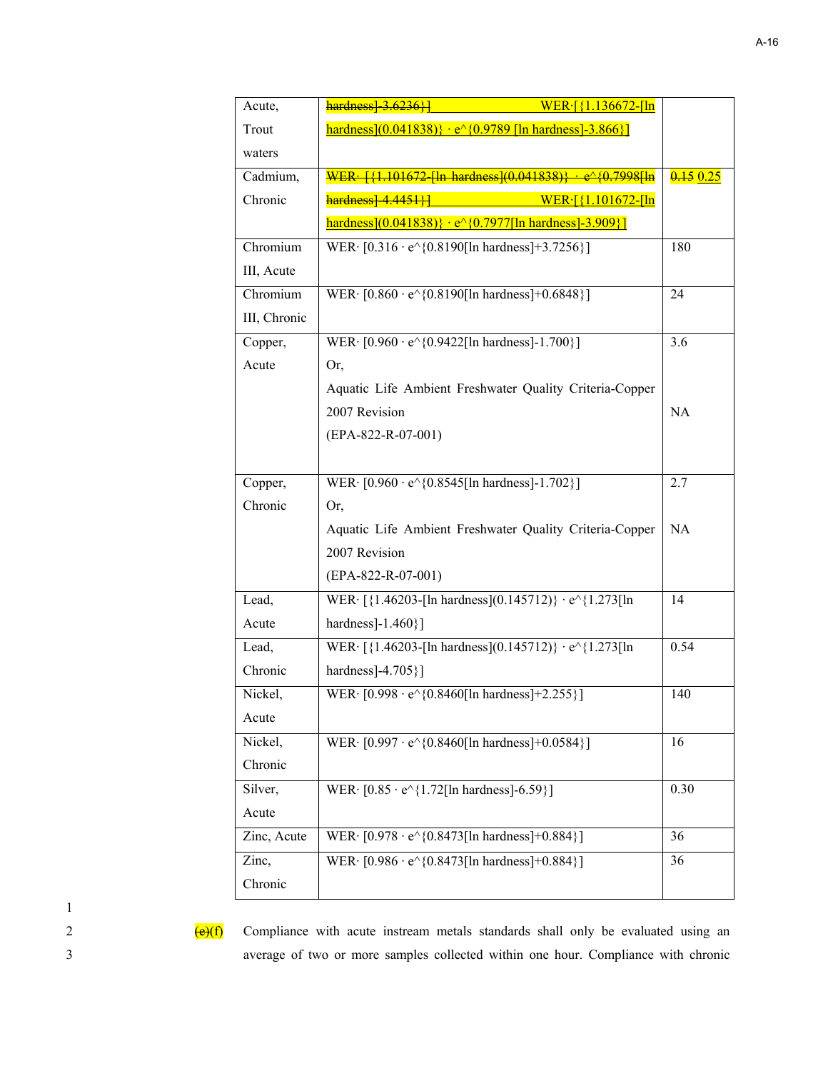| | | |
|---|---|---|
| Acute, Trout waters | ~~hardness]-3.6236}]~~ WER·[{1.136672-[ln hardness](0.041838)} · e^{0.9789 [ln hardness]-3.866}] | |
| Cadmium, Chronic | ~~WER· [{1.101672-[ln hardness](0.041838)} · e^{0.7998[ln hardness]-4.4451}]~~ WER·[{1.101672-[ln hardness](0.041838)} · e^{0.7977[ln hardness]-3.909}] | ~~0.15~~ 0.25 |
| Chromium III, Acute | WER· [0.316 · e^{0.8190[ln hardness]+3.7256}] | 180 |
| Chromium III, Chronic | WER· [0.860 · e^{0.8190[ln hardness]+0.6848}] | 24 |
| Copper, Acute | WER· [0.960 · e^{0.9422[ln hardness]-1.700}]<br>Or,<br>Aquatic Life Ambient Freshwater Quality Criteria-Copper 2007 Revision<br>(EPA-822-R-07-001) | 3.6<br><br><br>NA |
| Copper, Chronic | WER· [0.960 · e^{0.8545[ln hardness]-1.702}]<br>Or,<br>Aquatic Life Ambient Freshwater Quality Criteria-Copper 2007 Revision<br>(EPA-822-R-07-001) | 2.7<br><br>NA |
| Lead, Acute | WER· [{1.46203-[ln hardness](0.145712)} · e^{1.273[ln hardness]-1.460}] | 14 |
| Lead, Chronic | WER· [{1.46203-[ln hardness](0.145712)} · e^{1.273[ln hardness]-4.705}] | 0.54 |
| Nickel, Acute | WER· [0.998 · e^{0.8460[ln hardness]+2.255}] | 140 |
| Nickel, Chronic | WER· [0.997 · e^{0.8460[ln hardness]+0.0584}] | 16 |
| Silver, Acute | WER· [0.85 · e^{1.72[ln hardness]-6.59}] | 0.30 |
| Zinc, Acute | WER· [0.978 · e^{0.8473[ln hardness]+0.884}] | 36 |
| Zinc, Chronic | WER· [0.986 · e^{0.8473[ln hardness]+0.884}] | 36 |

~~(e)~~(f) Compliance with acute instream metals standards shall only be evaluated using an average of two or more samples collected within one hour. Compliance with chronic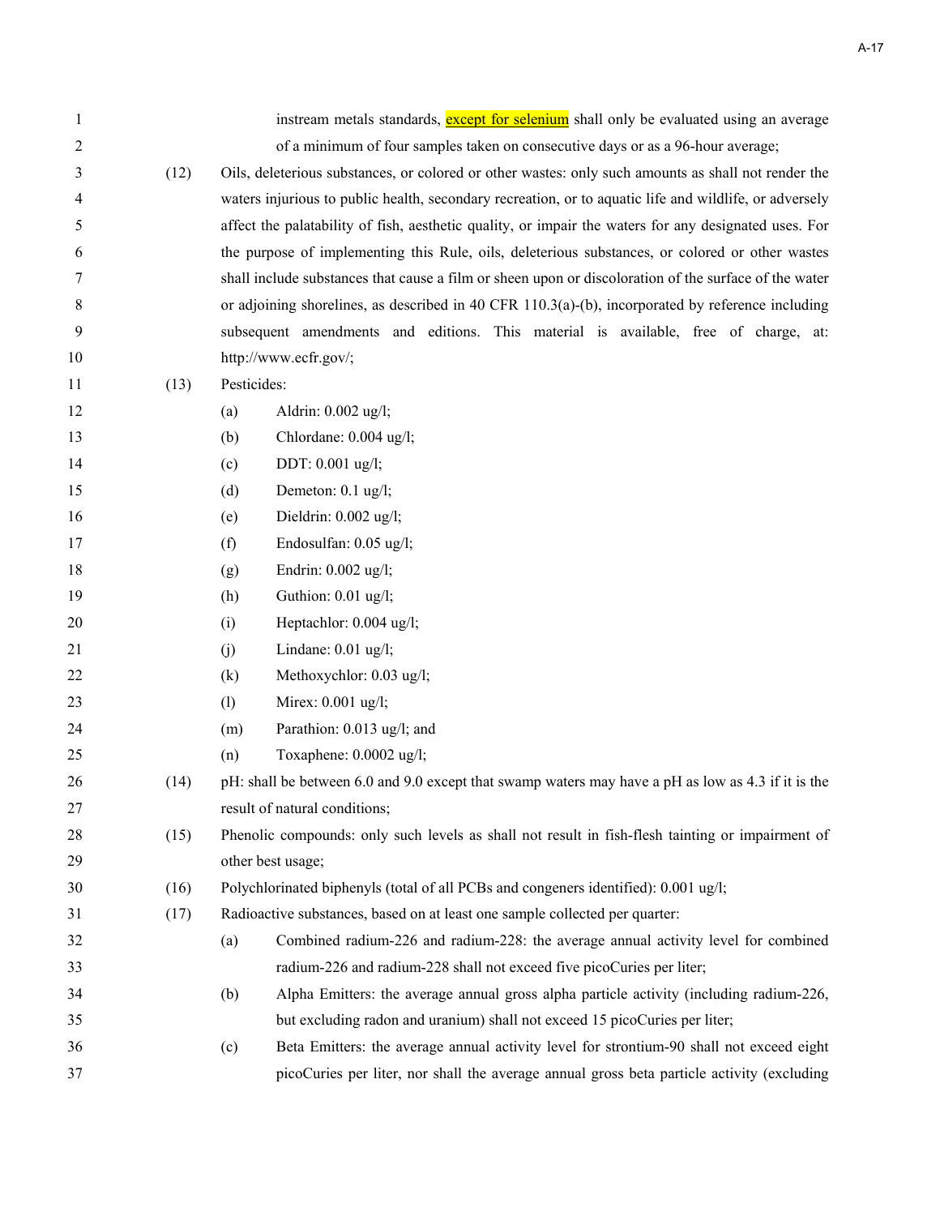instream metals standards, except for selenium shall only be evaluated using an average of a minimum of four samples taken on consecutive days or as a 96-hour average;

(12) Oils, deleterious substances, or colored or other wastes: only such amounts as shall not render the waters injurious to public health, secondary recreation, or to aquatic life and wildlife, or adversely affect the palatability of fish, aesthetic quality, or impair the waters for any designated uses. For the purpose of implementing this Rule, oils, deleterious substances, or colored or other wastes shall include substances that cause a film or sheen upon or discoloration of the surface of the water or adjoining shorelines, as described in 40 CFR 110.3(a)-(b), incorporated by reference including subsequent amendments and editions. This material is available, free of charge, at: http://www.ecfr.gov/;

(13) Pesticides:

- (a) Aldrin: 0.002 ug/l;
- (b) Chlordane: 0.004 ug/l;
- (c) DDT: 0.001 ug/l;
- (d) Demeton: 0.1 ug/l;
- (e) Dieldrin: 0.002 ug/l;
- (f) Endosulfan: 0.05 ug/l;
- (g) Endrin: 0.002 ug/l;
- (h) Guthion: 0.01 ug/l;
- (i) Heptachlor: 0.004 ug/l;
- (j) Lindane: 0.01 ug/l;
- (k) Methoxychlor: 0.03 ug/l;
- (l) Mirex: 0.001 ug/l;
- (m) Parathion: 0.013 ug/l; and
- (n) Toxaphene: 0.0002 ug/l;

(14) pH: shall be between 6.0 and 9.0 except that swamp waters may have a pH as low as 4.3 if it is the result of natural conditions;

(15) Phenolic compounds: only such levels as shall not result in fish-flesh tainting or impairment of other best usage;

(16) Polychlorinated biphenyls (total of all PCBs and congeners identified): 0.001 ug/l;

(17) Radioactive substances, based on at least one sample collected per quarter:

- (a) Combined radium-226 and radium-228: the average annual activity level for combined radium-226 and radium-228 shall not exceed five picoCuries per liter;
- (b) Alpha Emitters: the average annual gross alpha particle activity (including radium-226, but excluding radon and uranium) shall not exceed 15 picoCuries per liter;
- (c) Beta Emitters: the average annual activity level for strontium-90 shall not exceed eight picoCuries per liter, nor shall the average annual gross beta particle activity (excluding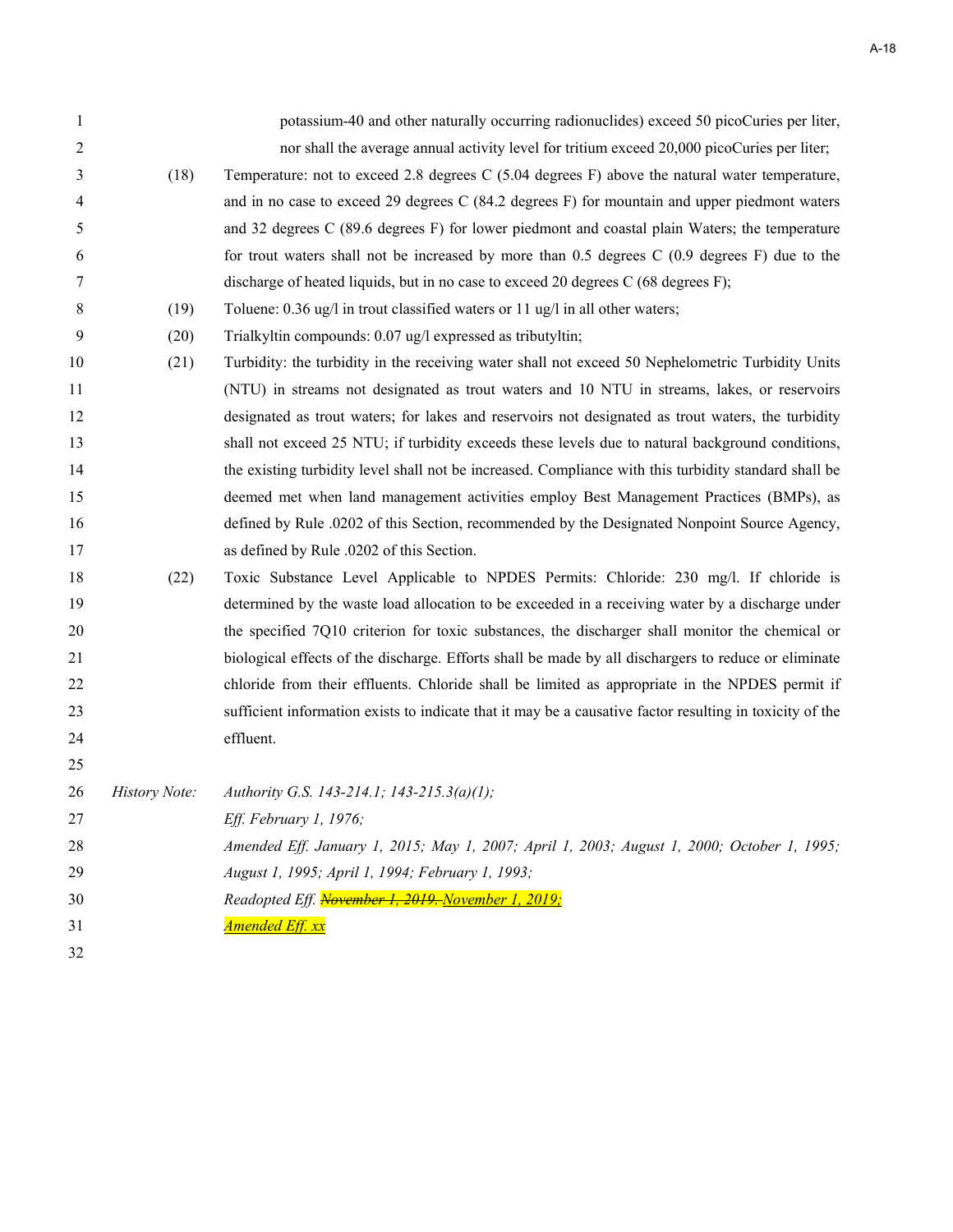potassium-40 and other naturally occurring radionuclides) exceed 50 picoCuries per liter, nor shall the average annual activity level for tritium exceed 20,000 picoCuries per liter;

(18) Temperature: not to exceed 2.8 degrees C (5.04 degrees F) above the natural water temperature, and in no case to exceed 29 degrees C (84.2 degrees F) for mountain and upper piedmont waters and 32 degrees C (89.6 degrees F) for lower piedmont and coastal plain Waters; the temperature for trout waters shall not be increased by more than 0.5 degrees C (0.9 degrees F) due to the discharge of heated liquids, but in no case to exceed 20 degrees C (68 degrees F);

(19) Toluene: 0.36 ug/l in trout classified waters or 11 ug/l in all other waters;

(20) Trialkyltin compounds: 0.07 ug/l expressed as tributyltin;

(21) Turbidity: the turbidity in the receiving water shall not exceed 50 Nephelometric Turbidity Units (NTU) in streams not designated as trout waters and 10 NTU in streams, lakes, or reservoirs designated as trout waters; for lakes and reservoirs not designated as trout waters, the turbidity shall not exceed 25 NTU; if turbidity exceeds these levels due to natural background conditions, the existing turbidity level shall not be increased. Compliance with this turbidity standard shall be deemed met when land management activities employ Best Management Practices (BMPs), as defined by Rule .0202 of this Section, recommended by the Designated Nonpoint Source Agency, as defined by Rule .0202 of this Section.

(22) Toxic Substance Level Applicable to NPDES Permits: Chloride: 230 mg/l. If chloride is determined by the waste load allocation to be exceeded in a receiving water by a discharge under the specified 7Q10 criterion for toxic substances, the discharger shall monitor the chemical or biological effects of the discharge. Efforts shall be made by all dischargers to reduce or eliminate chloride from their effluents. Chloride shall be limited as appropriate in the NPDES permit if sufficient information exists to indicate that it may be a causative factor resulting in toxicity of the effluent.

*History Note:* *Authority G.S. 143-214.1; 143-215.3(a)(1);*
*Eff. February 1, 1976;*
*Amended Eff. January 1, 2015; May 1, 2007; April 1, 2003; August 1, 2000; October 1, 1995; August 1, 1995; April 1, 1994; February 1, 1993;*
*Readopted Eff. ~~November 1, 2019.~~ November 1, 2019;*
*Amended Eff. xx*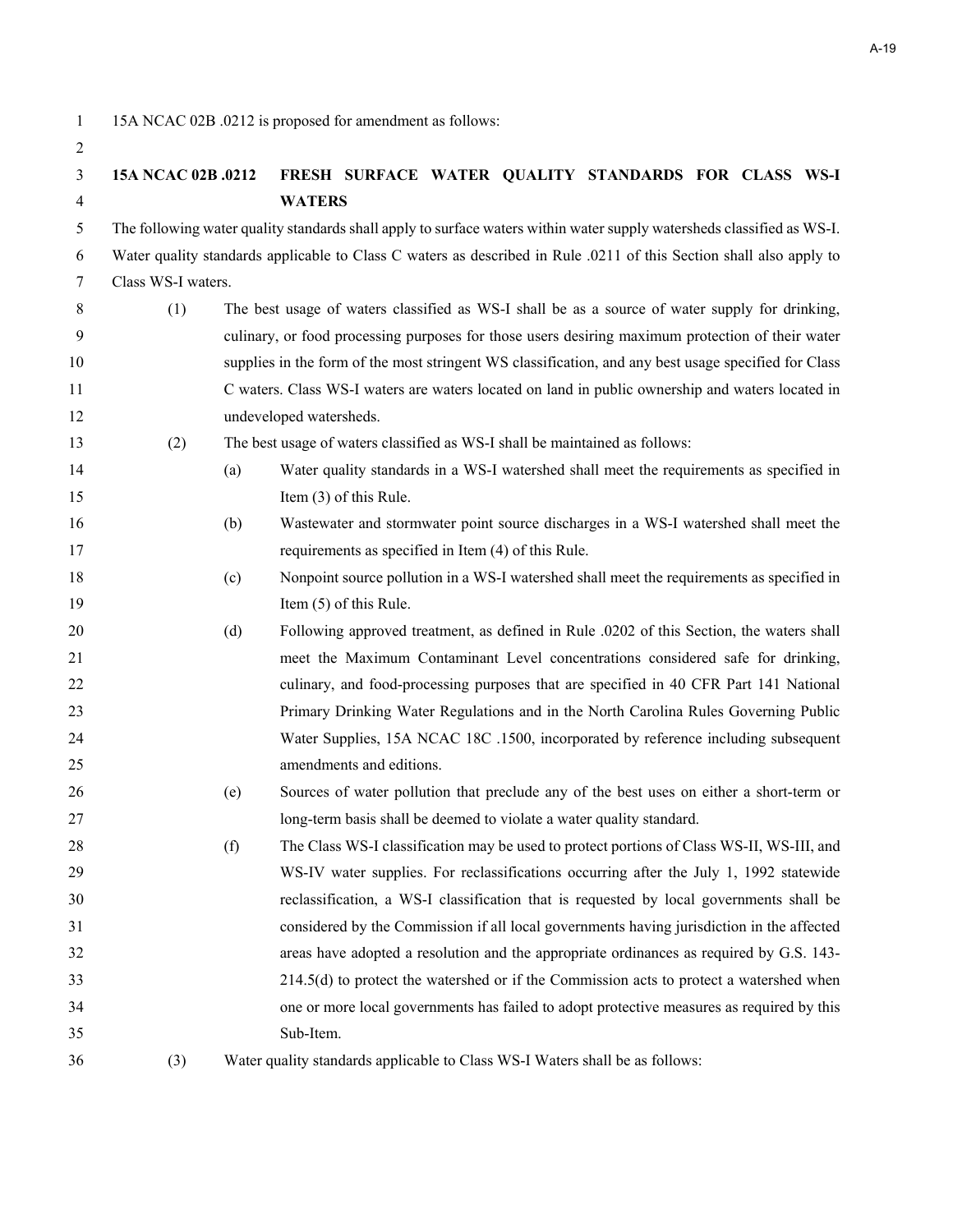15A NCAC 02B .0212 is proposed for amendment as follows:

**15A NCAC 02B .0212 FRESH SURFACE WATER QUALITY STANDARDS FOR CLASS WS-I WATERS**

The following water quality standards shall apply to surface waters within water supply watersheds classified as WS-I. Water quality standards applicable to Class C waters as described in Rule .0211 of this Section shall also apply to Class WS-I waters.

(1) The best usage of waters classified as WS-I shall be as a source of water supply for drinking, culinary, or food processing purposes for those users desiring maximum protection of their water supplies in the form of the most stringent WS classification, and any best usage specified for Class C waters. Class WS-I waters are waters located on land in public ownership and waters located in undeveloped watersheds.

(2) The best usage of waters classified as WS-I shall be maintained as follows:

(a) Water quality standards in a WS-I watershed shall meet the requirements as specified in Item (3) of this Rule.

(b) Wastewater and stormwater point source discharges in a WS-I watershed shall meet the requirements as specified in Item (4) of this Rule.

(c) Nonpoint source pollution in a WS-I watershed shall meet the requirements as specified in Item (5) of this Rule.

(d) Following approved treatment, as defined in Rule .0202 of this Section, the waters shall meet the Maximum Contaminant Level concentrations considered safe for drinking, culinary, and food-processing purposes that are specified in 40 CFR Part 141 National Primary Drinking Water Regulations and in the North Carolina Rules Governing Public Water Supplies, 15A NCAC 18C .1500, incorporated by reference including subsequent amendments and editions.

(e) Sources of water pollution that preclude any of the best uses on either a short-term or long-term basis shall be deemed to violate a water quality standard.

(f) The Class WS-I classification may be used to protect portions of Class WS-II, WS-III, and WS-IV water supplies. For reclassifications occurring after the July 1, 1992 statewide reclassification, a WS-I classification that is requested by local governments shall be considered by the Commission if all local governments having jurisdiction in the affected areas have adopted a resolution and the appropriate ordinances as required by G.S. 143-214.5(d) to protect the watershed or if the Commission acts to protect a watershed when one or more local governments has failed to adopt protective measures as required by this Sub-Item.

(3) Water quality standards applicable to Class WS-I Waters shall be as follows: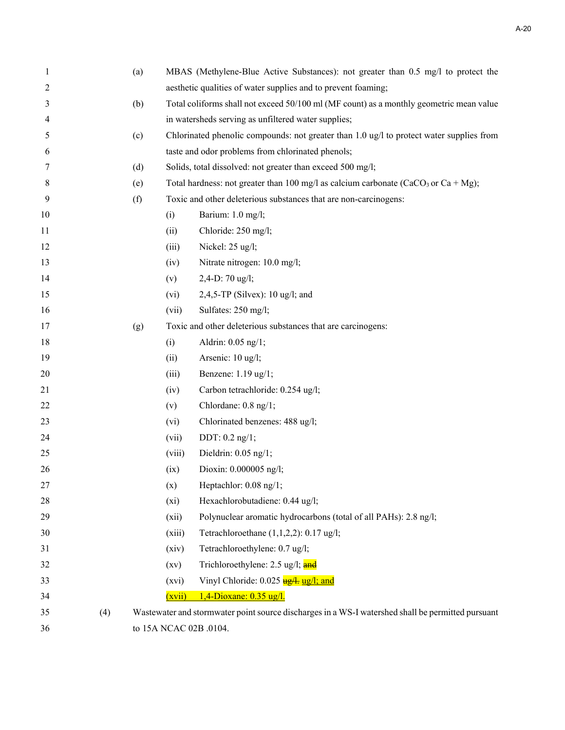(a) MBAS (Methylene-Blue Active Substances): not greater than 0.5 mg/l to protect the aesthetic qualities of water supplies and to prevent foaming;

(b) Total coliforms shall not exceed 50/100 ml (MF count) as a monthly geometric mean value in watersheds serving as unfiltered water supplies;

(c) Chlorinated phenolic compounds: not greater than 1.0 ug/l to protect water supplies from taste and odor problems from chlorinated phenols;

(d) Solids, total dissolved: not greater than exceed 500 mg/l;

(e) Total hardness: not greater than 100 mg/l as calcium carbonate ($CaCO_3$ or Ca + Mg);

(f) Toxic and other deleterious substances that are non-carcinogens:

- (i) Barium: 1.0 mg/l;
- (ii) Chloride: 250 mg/l;
- (iii) Nickel: 25 ug/l;
- (iv) Nitrate nitrogen: 10.0 mg/l;
- (v) 2,4-D: 70 ug/l;
- (vi) 2,4,5-TP (Silvex): 10 ug/l; and
- (vii) Sulfates: 250 mg/l;

(g) Toxic and other deleterious substances that are carcinogens:

- (i) Aldrin: 0.05 ng/1;
- (ii) Arsenic: 10 ug/l;
- (iii) Benzene: 1.19 ug/1;
- (iv) Carbon tetrachloride: 0.254 ug/l;
- (v) Chlordane: 0.8 ng/1;
- (vi) Chlorinated benzenes: 488 ug/l;
- (vii) DDT: 0.2 ng/1;
- (viii) Dieldrin: 0.05 ng/1;
- (ix) Dioxin: 0.000005 ng/l;
- (x) Heptachlor: 0.08 ng/1;
- (xi) Hexachlorobutadiene: 0.44 ug/l;
- (xii) Polynuclear aromatic hydrocarbons (total of all PAHs): 2.8 ng/l;
- (xiii) Tetrachloroethane (1,1,2,2): 0.17 ug/l;
- (xiv) Tetrachloroethylene: 0.7 ug/l;
- (xv) Trichloroethylene: 2.5 ug/l; ~~and~~
- (xvi) Vinyl Chloride: 0.025 ~~ug/l.~~ ug/l; and
- (xvii) 1,4-Dioxane: 0.35 ug/l.

(4) Wastewater and stormwater point source discharges in a WS-I watershed shall be permitted pursuant to 15A NCAC 02B .0104.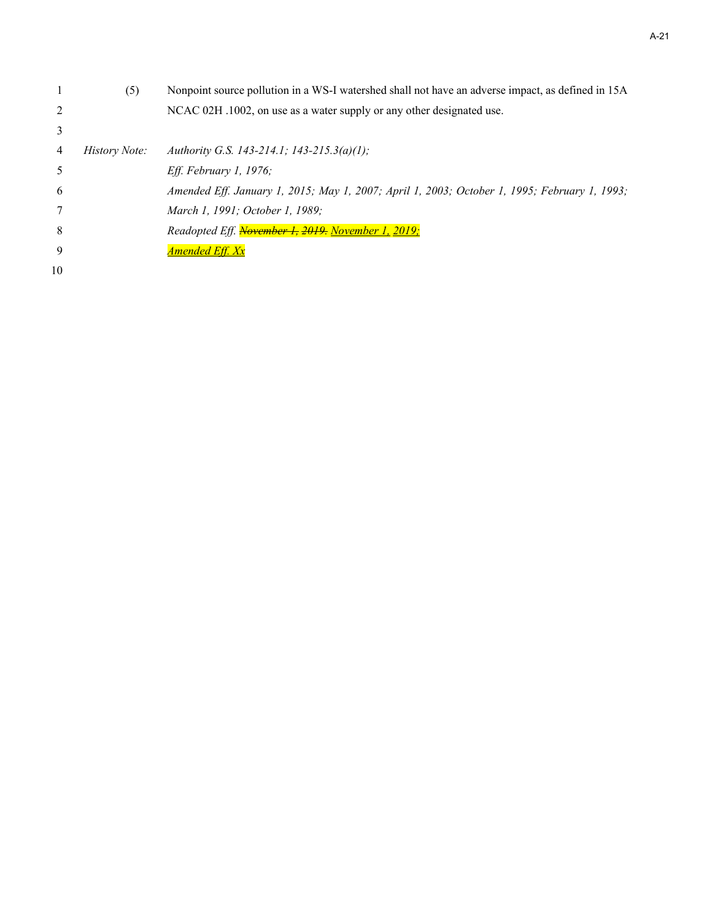(5) Nonpoint source pollution in a WS-I watershed shall not have an adverse impact, as defined in 15A NCAC 02H .1002, on use as a water supply or any other designated use.

*History Note: Authority G.S. 143-214.1; 143-215.3(a)(1);*
*Eff. February 1, 1976;*
*Amended Eff. January 1, 2015; May 1, 2007; April 1, 2003; October 1, 1995; February 1, 1993; March 1, 1991; October 1, 1989;*
*Readopted Eff. ~~November 1, 2019.~~ November 1, 2019;*
*Amended Eff. Xx*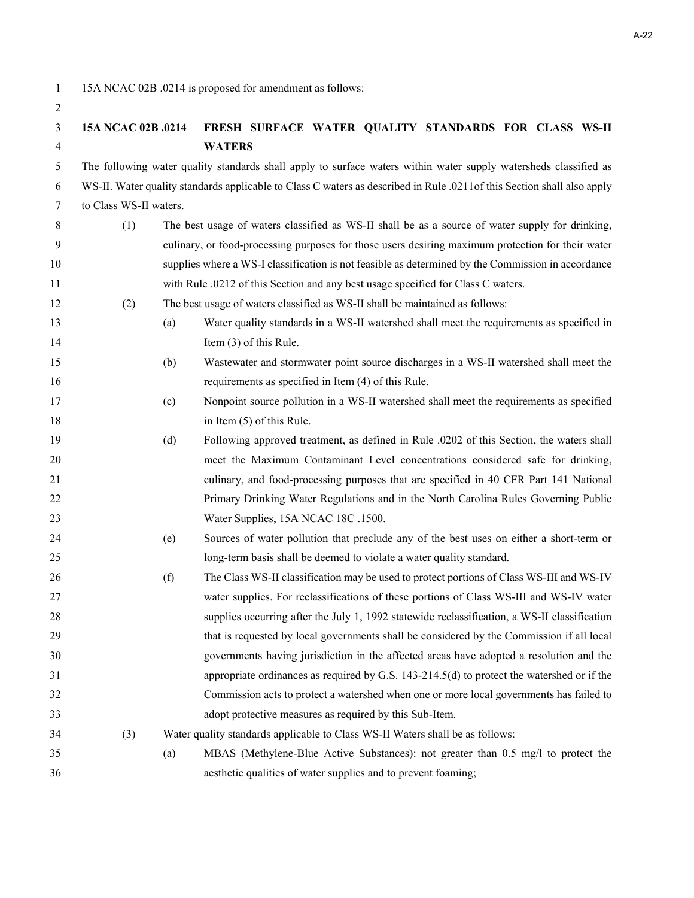15A NCAC 02B .0214 is proposed for amendment as follows:

**15A NCAC 02B .0214 FRESH SURFACE WATER QUALITY STANDARDS FOR CLASS WS-II WATERS**

The following water quality standards shall apply to surface waters within water supply watersheds classified as WS-II. Water quality standards applicable to Class C waters as described in Rule .0211of this Section shall also apply to Class WS-II waters.

(1) The best usage of waters classified as WS-II shall be as a source of water supply for drinking, culinary, or food-processing purposes for those users desiring maximum protection for their water supplies where a WS-I classification is not feasible as determined by the Commission in accordance with Rule .0212 of this Section and any best usage specified for Class C waters.

(2) The best usage of waters classified as WS-II shall be maintained as follows:

(a) Water quality standards in a WS-II watershed shall meet the requirements as specified in Item (3) of this Rule.

(b) Wastewater and stormwater point source discharges in a WS-II watershed shall meet the requirements as specified in Item (4) of this Rule.

(c) Nonpoint source pollution in a WS-II watershed shall meet the requirements as specified in Item (5) of this Rule.

(d) Following approved treatment, as defined in Rule .0202 of this Section, the waters shall meet the Maximum Contaminant Level concentrations considered safe for drinking, culinary, and food-processing purposes that are specified in 40 CFR Part 141 National Primary Drinking Water Regulations and in the North Carolina Rules Governing Public Water Supplies, 15A NCAC 18C .1500.

(e) Sources of water pollution that preclude any of the best uses on either a short-term or long-term basis shall be deemed to violate a water quality standard.

(f) The Class WS-II classification may be used to protect portions of Class WS-III and WS-IV water supplies. For reclassifications of these portions of Class WS-III and WS-IV water supplies occurring after the July 1, 1992 statewide reclassification, a WS-II classification that is requested by local governments shall be considered by the Commission if all local governments having jurisdiction in the affected areas have adopted a resolution and the appropriate ordinances as required by G.S. 143-214.5(d) to protect the watershed or if the Commission acts to protect a watershed when one or more local governments has failed to adopt protective measures as required by this Sub-Item.

(3) Water quality standards applicable to Class WS-II Waters shall be as follows:

(a) MBAS (Methylene-Blue Active Substances): not greater than 0.5 mg/l to protect the aesthetic qualities of water supplies and to prevent foaming;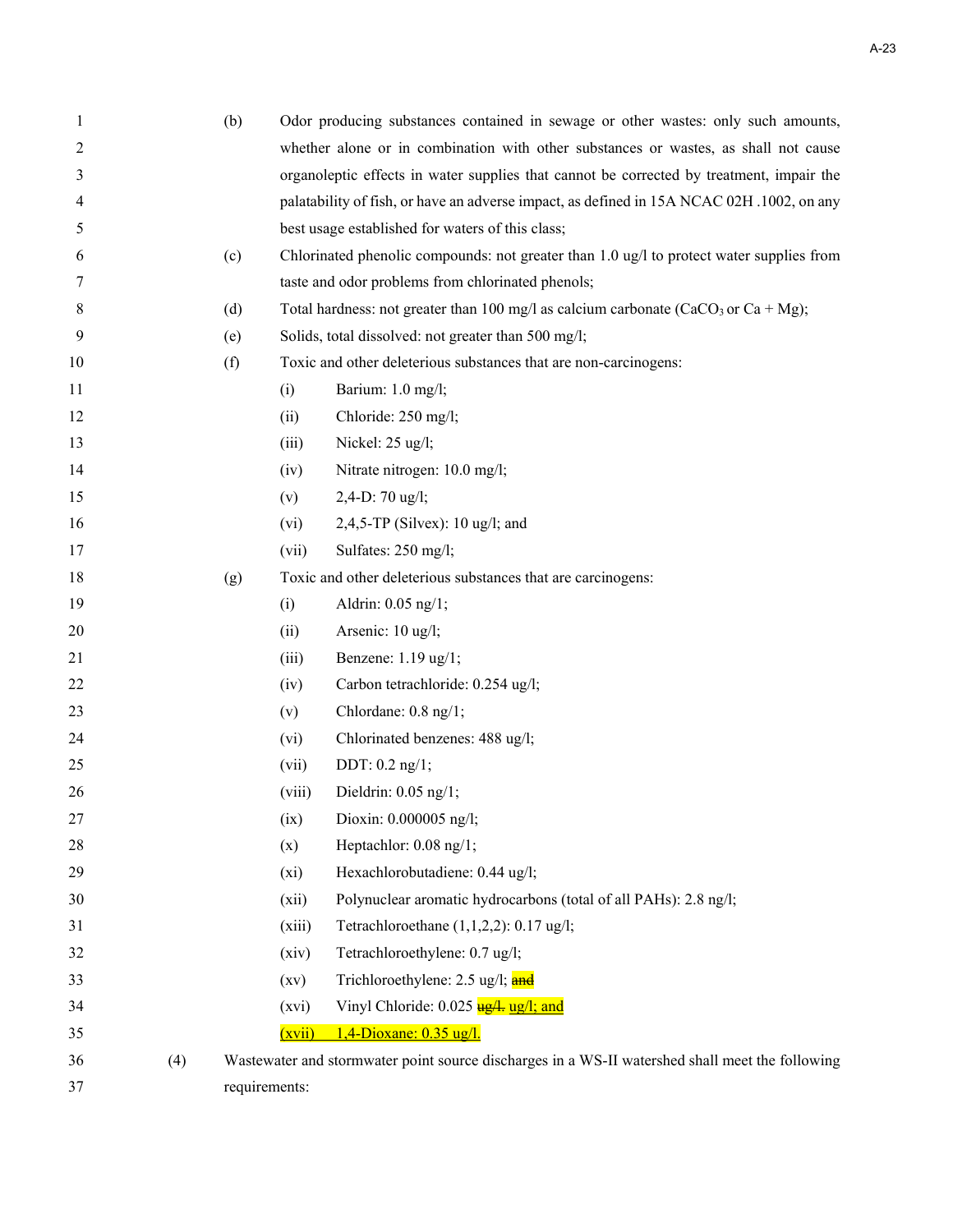(b) Odor producing substances contained in sewage or other wastes: only such amounts, whether alone or in combination with other substances or wastes, as shall not cause organoleptic effects in water supplies that cannot be corrected by treatment, impair the palatability of fish, or have an adverse impact, as defined in 15A NCAC 02H .1002, on any best usage established for waters of this class;

(c) Chlorinated phenolic compounds: not greater than 1.0 ug/l to protect water supplies from taste and odor problems from chlorinated phenols;

(d) Total hardness: not greater than 100 mg/l as calcium carbonate ($CaCO_3$ or Ca + Mg);

(e) Solids, total dissolved: not greater than 500 mg/l;

(f) Toxic and other deleterious substances that are non-carcinogens:

- (i) Barium: 1.0 mg/l;
- (ii) Chloride: 250 mg/l;
- (iii) Nickel: 25 ug/l;
- (iv) Nitrate nitrogen: 10.0 mg/l;
- (v) 2,4-D: 70 ug/l;
- (vi) 2,4,5-TP (Silvex): 10 ug/l; and
- (vii) Sulfates: 250 mg/l;

(g) Toxic and other deleterious substances that are carcinogens:

- (i) Aldrin: 0.05 ng/1;
- (ii) Arsenic: 10 ug/l;
- (iii) Benzene: 1.19 ug/1;
- (iv) Carbon tetrachloride: 0.254 ug/l;
- (v) Chlordane: 0.8 ng/1;
- (vi) Chlorinated benzenes: 488 ug/l;
- (vii) DDT: 0.2 ng/1;
- (viii) Dieldrin: 0.05 ng/1;
- (ix) Dioxin: 0.000005 ng/l;
- (x) Heptachlor: 0.08 ng/1;
- (xi) Hexachlorobutadiene: 0.44 ug/l;
- (xii) Polynuclear aromatic hydrocarbons (total of all PAHs): 2.8 ng/l;
- (xiii) Tetrachloroethane (1,1,2,2): 0.17 ug/l;
- (xiv) Tetrachloroethylene: 0.7 ug/l;
- (xv) Trichloroethylene: 2.5 ug/l; ~~and~~
- (xvi) Vinyl Chloride: 0.025 ~~ug/l.~~ ug/l; and
- (xvii) 1,4-Dioxane: 0.35 ug/l.

(4) Wastewater and stormwater point source discharges in a WS-II watershed shall meet the following requirements: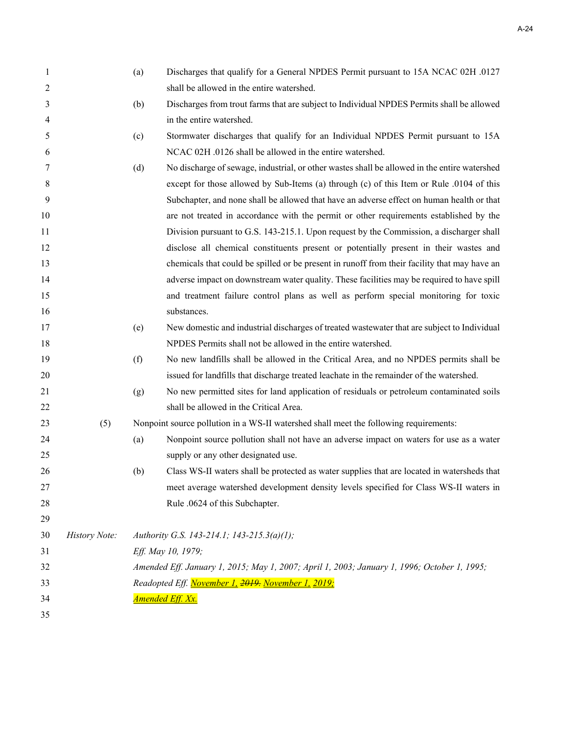(a) Discharges that qualify for a General NPDES Permit pursuant to 15A NCAC 02H .0127 shall be allowed in the entire watershed.

(b) Discharges from trout farms that are subject to Individual NPDES Permits shall be allowed in the entire watershed.

(c) Stormwater discharges that qualify for an Individual NPDES Permit pursuant to 15A NCAC 02H .0126 shall be allowed in the entire watershed.

(d) No discharge of sewage, industrial, or other wastes shall be allowed in the entire watershed except for those allowed by Sub-Items (a) through (c) of this Item or Rule .0104 of this Subchapter, and none shall be allowed that have an adverse effect on human health or that are not treated in accordance with the permit or other requirements established by the Division pursuant to G.S. 143-215.1. Upon request by the Commission, a discharger shall disclose all chemical constituents present or potentially present in their wastes and chemicals that could be spilled or be present in runoff from their facility that may have an adverse impact on downstream water quality. These facilities may be required to have spill and treatment failure control plans as well as perform special monitoring for toxic substances.

(e) New domestic and industrial discharges of treated wastewater that are subject to Individual NPDES Permits shall not be allowed in the entire watershed.

(f) No new landfills shall be allowed in the Critical Area, and no NPDES permits shall be issued for landfills that discharge treated leachate in the remainder of the watershed.

(g) No new permitted sites for land application of residuals or petroleum contaminated soils shall be allowed in the Critical Area.

(5) Nonpoint source pollution in a WS-II watershed shall meet the following requirements:

(a) Nonpoint source pollution shall not have an adverse impact on waters for use as a water supply or any other designated use.

(b) Class WS-II waters shall be protected as water supplies that are located in watersheds that meet average watershed development density levels specified for Class WS-II waters in Rule .0624 of this Subchapter.

*History Note:* *Authority G.S. 143-214.1; 143-215.3(a)(1);*
*Eff. May 10, 1979;*
*Amended Eff. January 1, 2015; May 1, 2007; April 1, 2003; January 1, 1996; October 1, 1995;*
*Readopted Eff. November 1, ~~2019.~~ November 1, 2019;*
*Amended Eff. Xx.*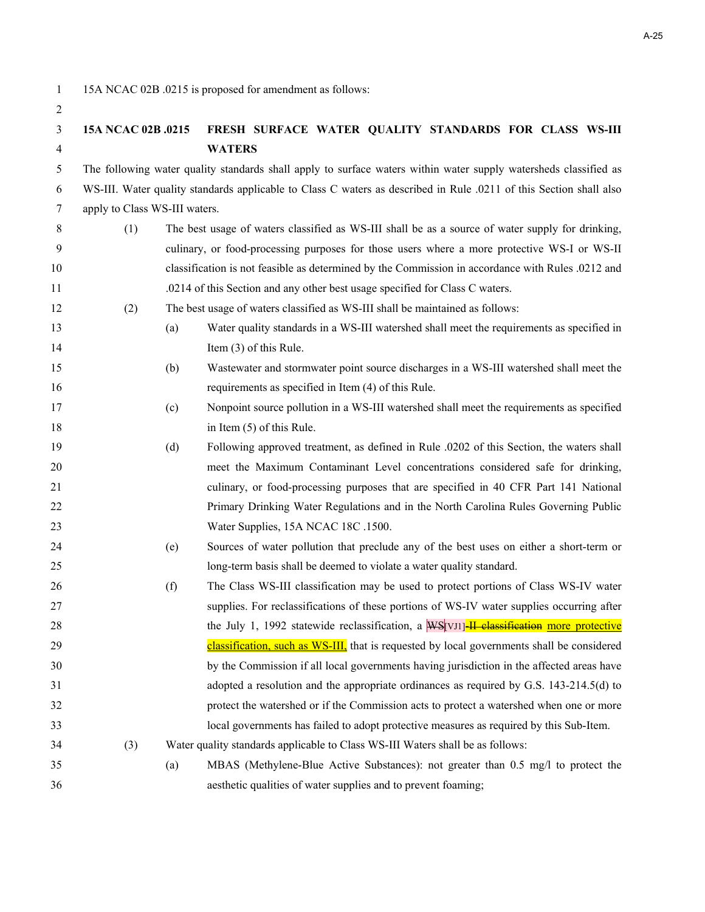15A NCAC 02B .0215 is proposed for amendment as follows:

**15A NCAC 02B .0215 FRESH SURFACE WATER QUALITY STANDARDS FOR CLASS WS-III WATERS**

The following water quality standards shall apply to surface waters within water supply watersheds classified as WS-III. Water quality standards applicable to Class C waters as described in Rule .0211 of this Section shall also apply to Class WS-III waters.

(1) The best usage of waters classified as WS-III shall be as a source of water supply for drinking, culinary, or food-processing purposes for those users where a more protective WS-I or WS-II classification is not feasible as determined by the Commission in accordance with Rules .0212 and .0214 of this Section and any other best usage specified for Class C waters.

(2) The best usage of waters classified as WS-III shall be maintained as follows:

(a) Water quality standards in a WS-III watershed shall meet the requirements as specified in Item (3) of this Rule.

(b) Wastewater and stormwater point source discharges in a WS-III watershed shall meet the requirements as specified in Item (4) of this Rule.

(c) Nonpoint source pollution in a WS-III watershed shall meet the requirements as specified in Item (5) of this Rule.

(d) Following approved treatment, as defined in Rule .0202 of this Section, the waters shall meet the Maximum Contaminant Level concentrations considered safe for drinking, culinary, or food-processing purposes that are specified in 40 CFR Part 141 National Primary Drinking Water Regulations and in the North Carolina Rules Governing Public Water Supplies, 15A NCAC 18C .1500.

(e) Sources of water pollution that preclude any of the best uses on either a short-term or long-term basis shall be deemed to violate a water quality standard.

(f) The Class WS-III classification may be used to protect portions of Class WS-IV water supplies. For reclassifications of these portions of WS-IV water supplies occurring after the July 1, 1992 statewide reclassification, a ~~WS~~[VJ1]~~-II classification~~ more protective classification, such as WS-III, that is requested by local governments shall be considered by the Commission if all local governments having jurisdiction in the affected areas have adopted a resolution and the appropriate ordinances as required by G.S. 143-214.5(d) to protect the watershed or if the Commission acts to protect a watershed when one or more local governments has failed to adopt protective measures as required by this Sub-Item.

(3) Water quality standards applicable to Class WS-III Waters shall be as follows:

(a) MBAS (Methylene-Blue Active Substances): not greater than 0.5 mg/l to protect the aesthetic qualities of water supplies and to prevent foaming;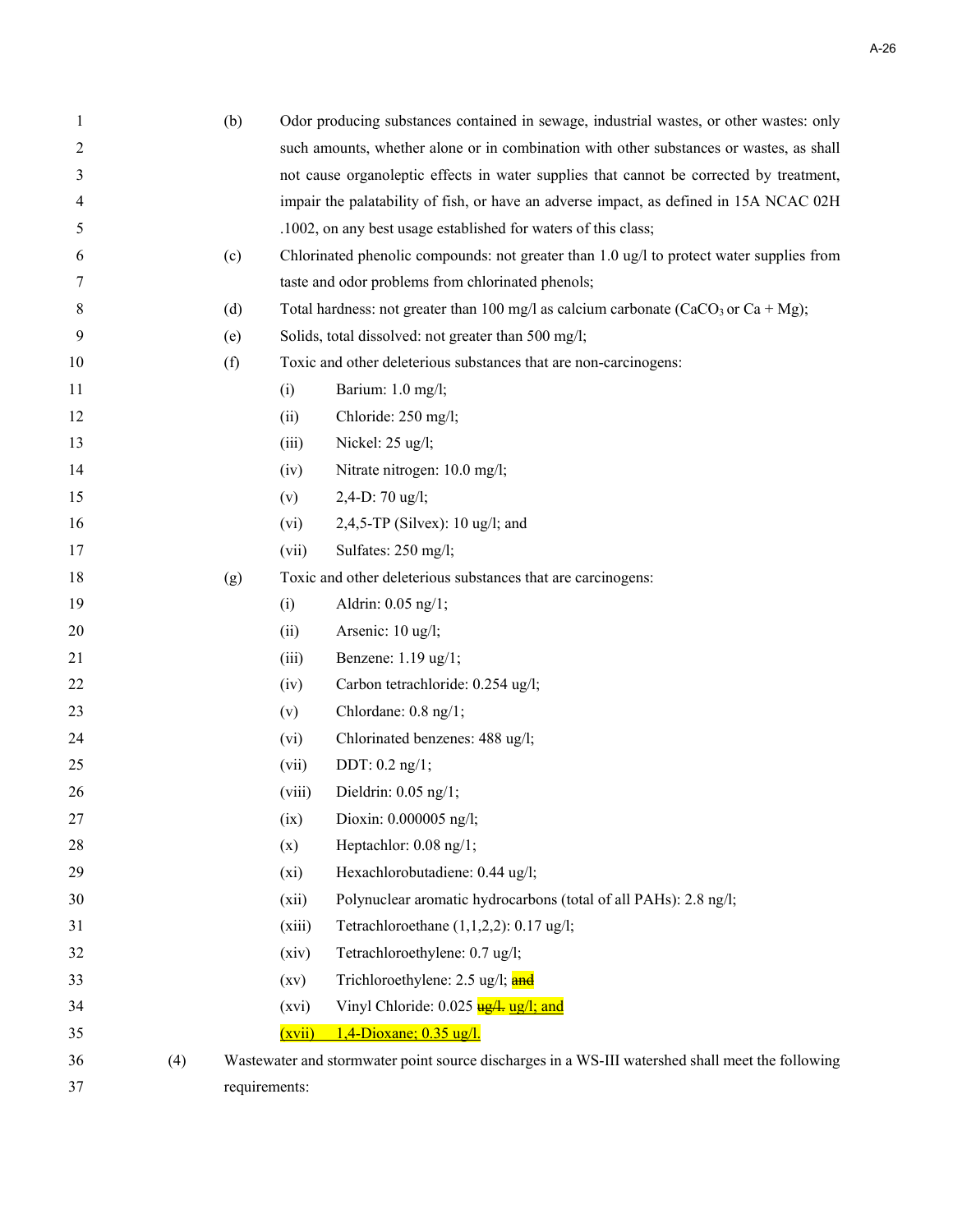(b) Odor producing substances contained in sewage, industrial wastes, or other wastes: only such amounts, whether alone or in combination with other substances or wastes, as shall not cause organoleptic effects in water supplies that cannot be corrected by treatment, impair the palatability of fish, or have an adverse impact, as defined in 15A NCAC 02H .1002, on any best usage established for waters of this class;

(c) Chlorinated phenolic compounds: not greater than 1.0 ug/l to protect water supplies from taste and odor problems from chlorinated phenols;

(d) Total hardness: not greater than 100 mg/l as calcium carbonate ($CaCO_3$ or Ca + Mg);

(e) Solids, total dissolved: not greater than 500 mg/l;

(f) Toxic and other deleterious substances that are non-carcinogens:

- (i) Barium: 1.0 mg/l;
- (ii) Chloride: 250 mg/l;
- (iii) Nickel: 25 ug/l;
- (iv) Nitrate nitrogen: 10.0 mg/l;
- (v) 2,4-D: 70 ug/l;
- (vi) 2,4,5-TP (Silvex): 10 ug/l; and
- (vii) Sulfates: 250 mg/l;

(g) Toxic and other deleterious substances that are carcinogens:

- (i) Aldrin: 0.05 ng/1;
- (ii) Arsenic: 10 ug/l;
- (iii) Benzene: 1.19 ug/1;
- (iv) Carbon tetrachloride: 0.254 ug/l;
- (v) Chlordane: 0.8 ng/1;
- (vi) Chlorinated benzenes: 488 ug/l;
- (vii) DDT: 0.2 ng/1;
- (viii) Dieldrin: 0.05 ng/1;
- (ix) Dioxin: 0.000005 ng/l;
- (x) Heptachlor: 0.08 ng/1;
- (xi) Hexachlorobutadiene: 0.44 ug/l;
- (xii) Polynuclear aromatic hydrocarbons (total of all PAHs): 2.8 ng/l;
- (xiii) Tetrachloroethane (1,1,2,2): 0.17 ug/l;
- (xiv) Tetrachloroethylene: 0.7 ug/l;
- (xv) Trichloroethylene: 2.5 ug/l; ~~and~~
- (xvi) Vinyl Chloride: 0.025 ~~ug/l.~~ ug/l; and
- (xvii) 1,4-Dioxane; 0.35 ug/l.

(4) Wastewater and stormwater point source discharges in a WS-III watershed shall meet the following requirements: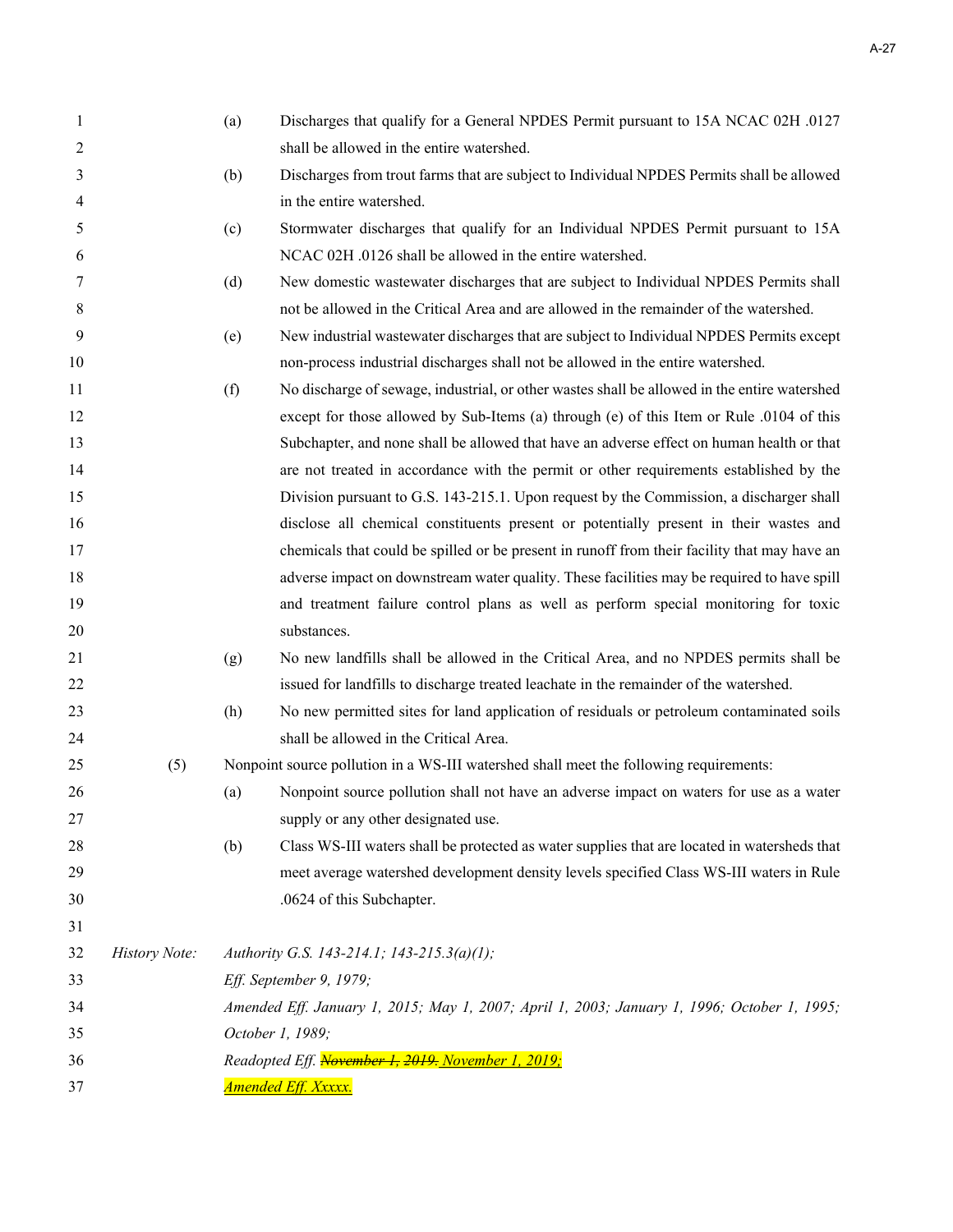(a) Discharges that qualify for a General NPDES Permit pursuant to 15A NCAC 02H .0127 shall be allowed in the entire watershed.

(b) Discharges from trout farms that are subject to Individual NPDES Permits shall be allowed in the entire watershed.

(c) Stormwater discharges that qualify for an Individual NPDES Permit pursuant to 15A NCAC 02H .0126 shall be allowed in the entire watershed.

(d) New domestic wastewater discharges that are subject to Individual NPDES Permits shall not be allowed in the Critical Area and are allowed in the remainder of the watershed.

(e) New industrial wastewater discharges that are subject to Individual NPDES Permits except non-process industrial discharges shall not be allowed in the entire watershed.

(f) No discharge of sewage, industrial, or other wastes shall be allowed in the entire watershed except for those allowed by Sub-Items (a) through (e) of this Item or Rule .0104 of this Subchapter, and none shall be allowed that have an adverse effect on human health or that are not treated in accordance with the permit or other requirements established by the Division pursuant to G.S. 143-215.1. Upon request by the Commission, a discharger shall disclose all chemical constituents present or potentially present in their wastes and chemicals that could be spilled or be present in runoff from their facility that may have an adverse impact on downstream water quality. These facilities may be required to have spill and treatment failure control plans as well as perform special monitoring for toxic substances.

(g) No new landfills shall be allowed in the Critical Area, and no NPDES permits shall be issued for landfills to discharge treated leachate in the remainder of the watershed.

(h) No new permitted sites for land application of residuals or petroleum contaminated soils shall be allowed in the Critical Area.

(5) Nonpoint source pollution in a WS-III watershed shall meet the following requirements:

(a) Nonpoint source pollution shall not have an adverse impact on waters for use as a water supply or any other designated use.

(b) Class WS-III waters shall be protected as water supplies that are located in watersheds that meet average watershed development density levels specified Class WS-III waters in Rule .0624 of this Subchapter.

*History Note:* *Authority G.S. 143-214.1; 143-215.3(a)(1);*
*Eff. September 9, 1979;*
*Amended Eff. January 1, 2015; May 1, 2007; April 1, 2003; January 1, 1996; October 1, 1995; October 1, 1989;*
*Readopted Eff. ~~November 1, 2019.~~ November 1, 2019;*
*Amended Eff. Xxxxx.*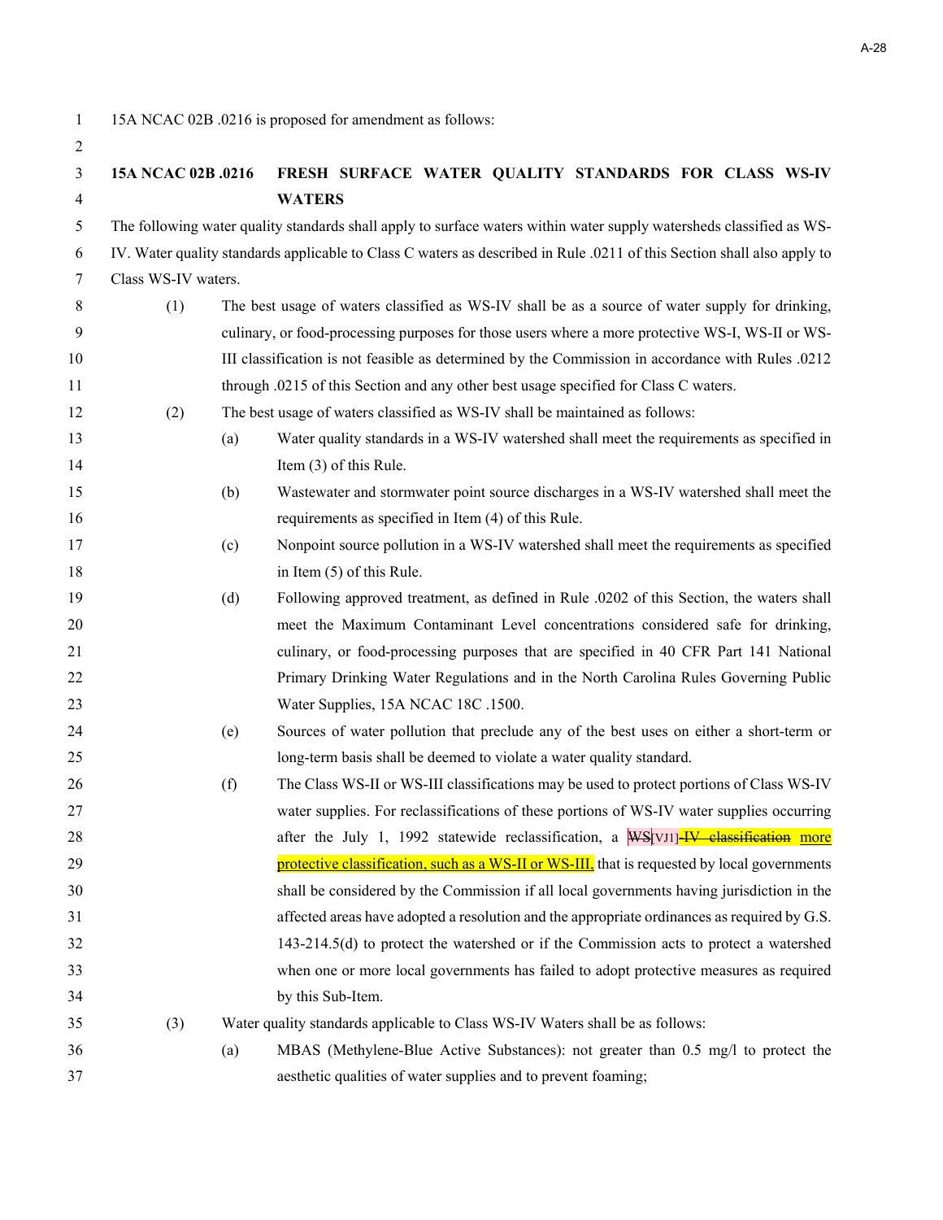15A NCAC 02B .0216 is proposed for amendment as follows:

**15A NCAC 02B .0216 FRESH SURFACE WATER QUALITY STANDARDS FOR CLASS WS-IV WATERS**

The following water quality standards shall apply to surface waters within water supply watersheds classified as WS-IV. Water quality standards applicable to Class C waters as described in Rule .0211 of this Section shall also apply to Class WS-IV waters.

(1) The best usage of waters classified as WS-IV shall be as a source of water supply for drinking, culinary, or food-processing purposes for those users where a more protective WS-I, WS-II or WS-III classification is not feasible as determined by the Commission in accordance with Rules .0212 through .0215 of this Section and any other best usage specified for Class C waters.

(2) The best usage of waters classified as WS-IV shall be maintained as follows:

(a) Water quality standards in a WS-IV watershed shall meet the requirements as specified in Item (3) of this Rule.

(b) Wastewater and stormwater point source discharges in a WS-IV watershed shall meet the requirements as specified in Item (4) of this Rule.

(c) Nonpoint source pollution in a WS-IV watershed shall meet the requirements as specified in Item (5) of this Rule.

(d) Following approved treatment, as defined in Rule .0202 of this Section, the waters shall meet the Maximum Contaminant Level concentrations considered safe for drinking, culinary, or food-processing purposes that are specified in 40 CFR Part 141 National Primary Drinking Water Regulations and in the North Carolina Rules Governing Public Water Supplies, 15A NCAC 18C .1500.

(e) Sources of water pollution that preclude any of the best uses on either a short-term or long-term basis shall be deemed to violate a water quality standard.

(f) The Class WS-II or WS-III classifications may be used to protect portions of Class WS-IV water supplies. For reclassifications of these portions of WS-IV water supplies occurring after the July 1, 1992 statewide reclassification, a ~~WS~~[VJ1] ~~-IV classification~~ more protective classification, such as a WS-II or WS-III, that is requested by local governments shall be considered by the Commission if all local governments having jurisdiction in the affected areas have adopted a resolution and the appropriate ordinances as required by G.S. 143-214.5(d) to protect the watershed or if the Commission acts to protect a watershed when one or more local governments has failed to adopt protective measures as required by this Sub-Item.

(3) Water quality standards applicable to Class WS-IV Waters shall be as follows:

(a) MBAS (Methylene-Blue Active Substances): not greater than 0.5 mg/l to protect the aesthetic qualities of water supplies and to prevent foaming;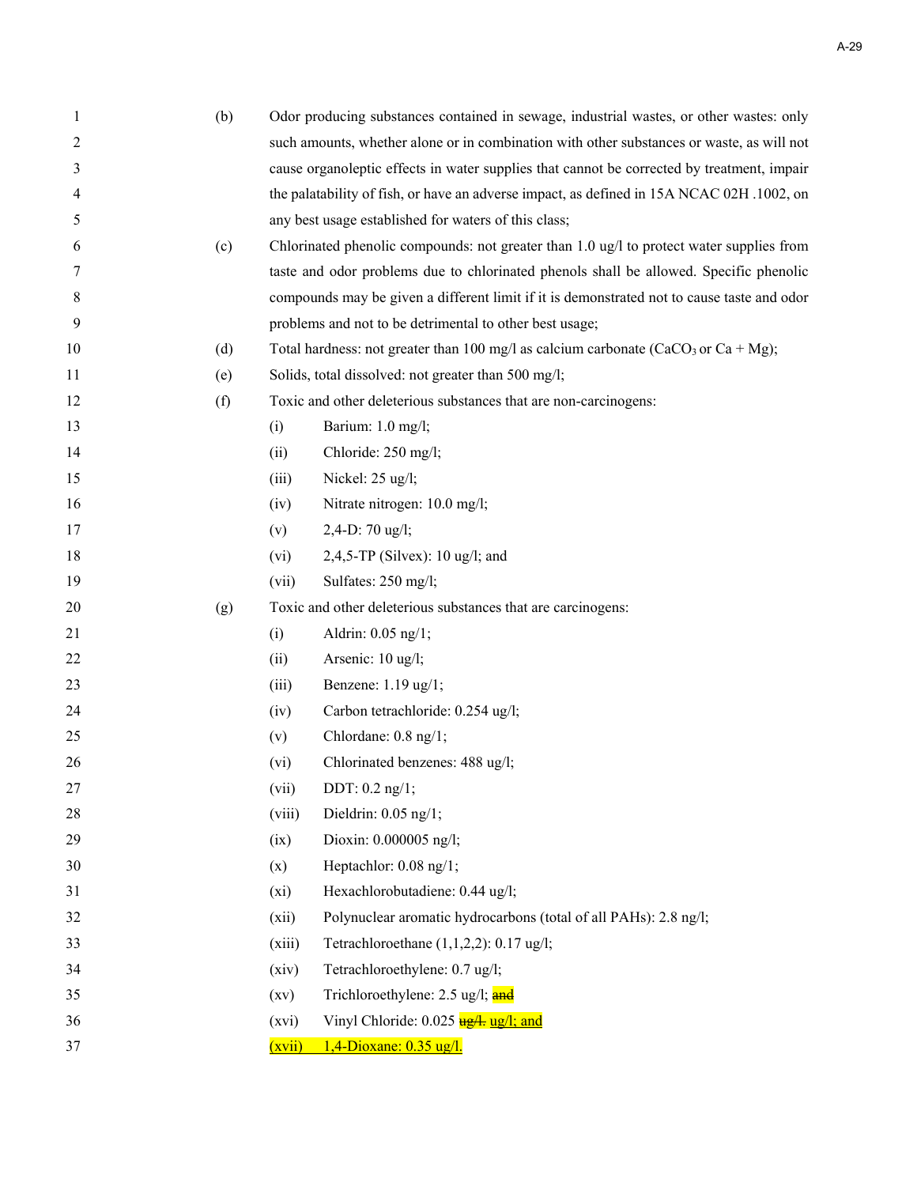(b) Odor producing substances contained in sewage, industrial wastes, or other wastes: only such amounts, whether alone or in combination with other substances or waste, as will not cause organoleptic effects in water supplies that cannot be corrected by treatment, impair the palatability of fish, or have an adverse impact, as defined in 15A NCAC 02H .1002, on any best usage established for waters of this class;

(c) Chlorinated phenolic compounds: not greater than 1.0 ug/l to protect water supplies from taste and odor problems due to chlorinated phenols shall be allowed. Specific phenolic compounds may be given a different limit if it is demonstrated not to cause taste and odor problems and not to be detrimental to other best usage;

(d) Total hardness: not greater than 100 mg/l as calcium carbonate ($CaCO_3$ or Ca + Mg);

(e) Solids, total dissolved: not greater than 500 mg/l;

(f) Toxic and other deleterious substances that are non-carcinogens:

- (i) Barium: 1.0 mg/l;
- (ii) Chloride: 250 mg/l;
- (iii) Nickel: 25 ug/l;
- (iv) Nitrate nitrogen: 10.0 mg/l;
- (v) 2,4-D: 70 ug/l;
- (vi) 2,4,5-TP (Silvex): 10 ug/l; and
- (vii) Sulfates: 250 mg/l;

(g) Toxic and other deleterious substances that are carcinogens:

- (i) Aldrin: 0.05 ng/1;
- (ii) Arsenic: 10 ug/l;
- (iii) Benzene: 1.19 ug/1;
- (iv) Carbon tetrachloride: 0.254 ug/l;
- (v) Chlordane: 0.8 ng/1;
- (vi) Chlorinated benzenes: 488 ug/l;
- (vii) DDT: 0.2 ng/1;
- (viii) Dieldrin: 0.05 ng/1;
- (ix) Dioxin: 0.000005 ng/l;
- (x) Heptachlor: 0.08 ng/1;
- (xi) Hexachlorobutadiene: 0.44 ug/l;
- (xii) Polynuclear aromatic hydrocarbons (total of all PAHs): 2.8 ng/l;
- (xiii) Tetrachloroethane (1,1,2,2): 0.17 ug/l;
- (xiv) Tetrachloroethylene: 0.7 ug/l;
- (xv) Trichloroethylene: 2.5 ug/l; ~~and~~
- (xvi) Vinyl Chloride: 0.025 ~~ug/l.~~ <u>ug/l; and</u>
- <u>(xvii) 1,4-Dioxane: 0.35 ug/l.</u>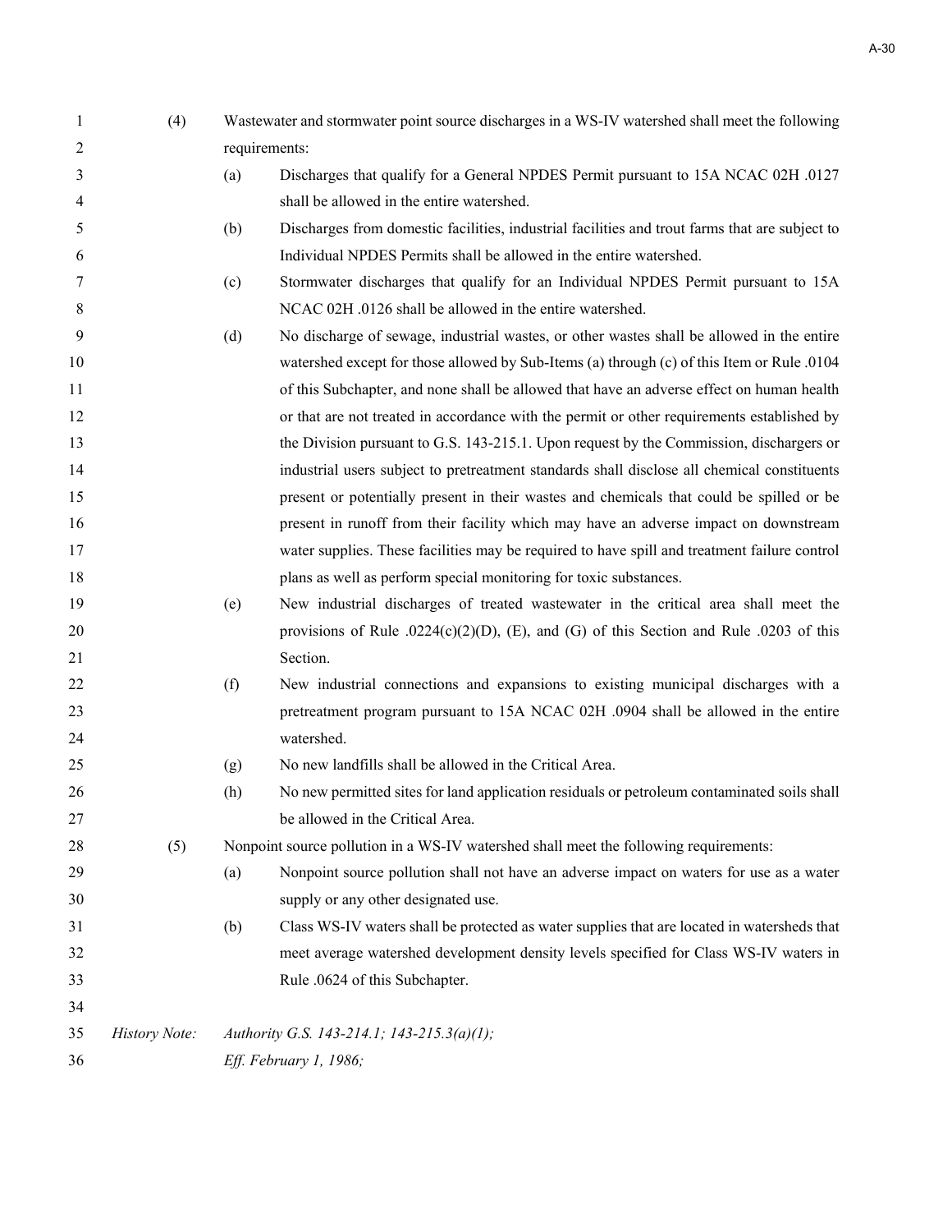(4) Wastewater and stormwater point source discharges in a WS-IV watershed shall meet the following requirements:

(a) Discharges that qualify for a General NPDES Permit pursuant to 15A NCAC 02H .0127 shall be allowed in the entire watershed.

(b) Discharges from domestic facilities, industrial facilities and trout farms that are subject to Individual NPDES Permits shall be allowed in the entire watershed.

(c) Stormwater discharges that qualify for an Individual NPDES Permit pursuant to 15A NCAC 02H .0126 shall be allowed in the entire watershed.

(d) No discharge of sewage, industrial wastes, or other wastes shall be allowed in the entire watershed except for those allowed by Sub-Items (a) through (c) of this Item or Rule .0104 of this Subchapter, and none shall be allowed that have an adverse effect on human health or that are not treated in accordance with the permit or other requirements established by the Division pursuant to G.S. 143-215.1. Upon request by the Commission, dischargers or industrial users subject to pretreatment standards shall disclose all chemical constituents present or potentially present in their wastes and chemicals that could be spilled or be present in runoff from their facility which may have an adverse impact on downstream water supplies. These facilities may be required to have spill and treatment failure control plans as well as perform special monitoring for toxic substances.

(e) New industrial discharges of treated wastewater in the critical area shall meet the provisions of Rule .0224(c)(2)(D), (E), and (G) of this Section and Rule .0203 of this Section.

(f) New industrial connections and expansions to existing municipal discharges with a pretreatment program pursuant to 15A NCAC 02H .0904 shall be allowed in the entire watershed.

(g) No new landfills shall be allowed in the Critical Area.

(h) No new permitted sites for land application residuals or petroleum contaminated soils shall be allowed in the Critical Area.

(5) Nonpoint source pollution in a WS-IV watershed shall meet the following requirements:

(a) Nonpoint source pollution shall not have an adverse impact on waters for use as a water supply or any other designated use.

(b) Class WS-IV waters shall be protected as water supplies that are located in watersheds that meet average watershed development density levels specified for Class WS-IV waters in Rule .0624 of this Subchapter.

*History Note:* *Authority G.S. 143-214.1; 143-215.3(a)(1);*
*Eff. February 1, 1986;*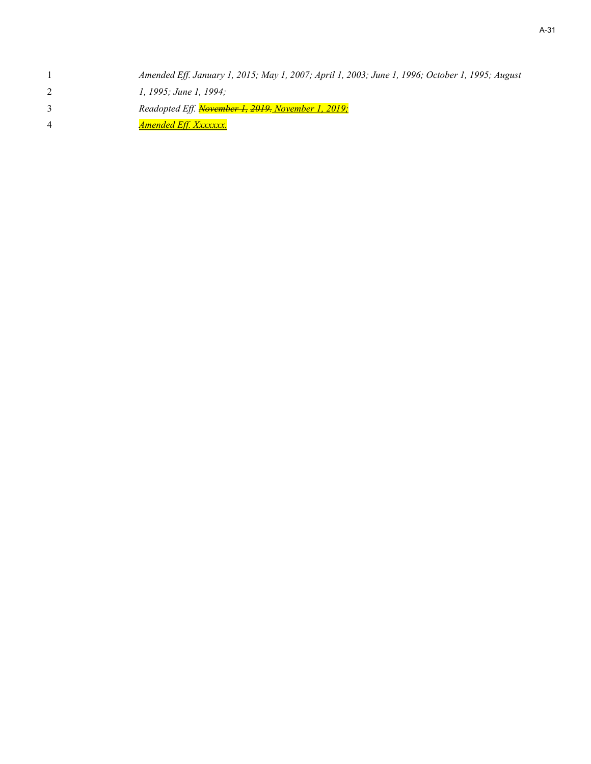*Amended Eff. January 1, 2015; May 1, 2007; April 1, 2003; June 1, 1996; October 1, 1995; August 1, 1995; June 1, 1994;*

*Readopted Eff. ~~November 1, 2019.~~ <u>November 1, 2019;</u>*

*<u>Amended Eff. Xxxxxxx.</u>*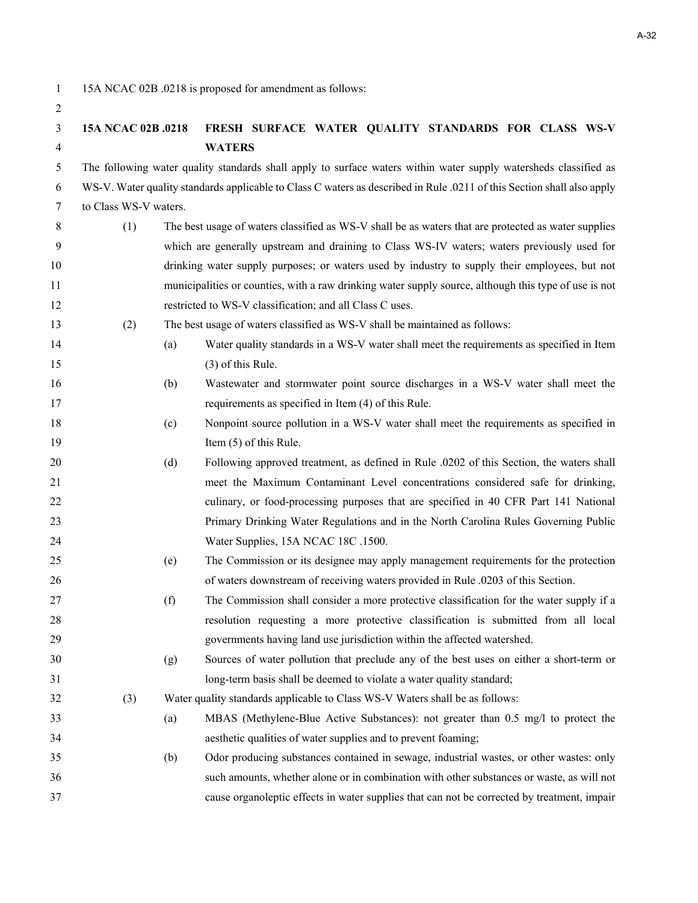15A NCAC 02B .0218 is proposed for amendment as follows:

**15A NCAC 02B .0218 FRESH SURFACE WATER QUALITY STANDARDS FOR CLASS WS-V WATERS**

The following water quality standards shall apply to surface waters within water supply watersheds classified as WS-V. Water quality standards applicable to Class C waters as described in Rule .0211 of this Section shall also apply to Class WS-V waters.

(1) The best usage of waters classified as WS-V shall be as waters that are protected as water supplies which are generally upstream and draining to Class WS-IV waters; waters previously used for drinking water supply purposes; or waters used by industry to supply their employees, but not municipalities or counties, with a raw drinking water supply source, although this type of use is not restricted to WS-V classification; and all Class C uses.

(2) The best usage of waters classified as WS-V shall be maintained as follows:

(a) Water quality standards in a WS-V water shall meet the requirements as specified in Item (3) of this Rule.

(b) Wastewater and stormwater point source discharges in a WS-V water shall meet the requirements as specified in Item (4) of this Rule.

(c) Nonpoint source pollution in a WS-V water shall meet the requirements as specified in Item (5) of this Rule.

(d) Following approved treatment, as defined in Rule .0202 of this Section, the waters shall meet the Maximum Contaminant Level concentrations considered safe for drinking, culinary, or food-processing purposes that are specified in 40 CFR Part 141 National Primary Drinking Water Regulations and in the North Carolina Rules Governing Public Water Supplies, 15A NCAC 18C .1500.

(e) The Commission or its designee may apply management requirements for the protection of waters downstream of receiving waters provided in Rule .0203 of this Section.

(f) The Commission shall consider a more protective classification for the water supply if a resolution requesting a more protective classification is submitted from all local governments having land use jurisdiction within the affected watershed.

(g) Sources of water pollution that preclude any of the best uses on either a short-term or long-term basis shall be deemed to violate a water quality standard;

(3) Water quality standards applicable to Class WS-V Waters shall be as follows:

(a) MBAS (Methylene-Blue Active Substances): not greater than 0.5 mg/l to protect the aesthetic qualities of water supplies and to prevent foaming;

(b) Odor producing substances contained in sewage, industrial wastes, or other wastes: only such amounts, whether alone or in combination with other substances or waste, as will not cause organoleptic effects in water supplies that can not be corrected by treatment, impair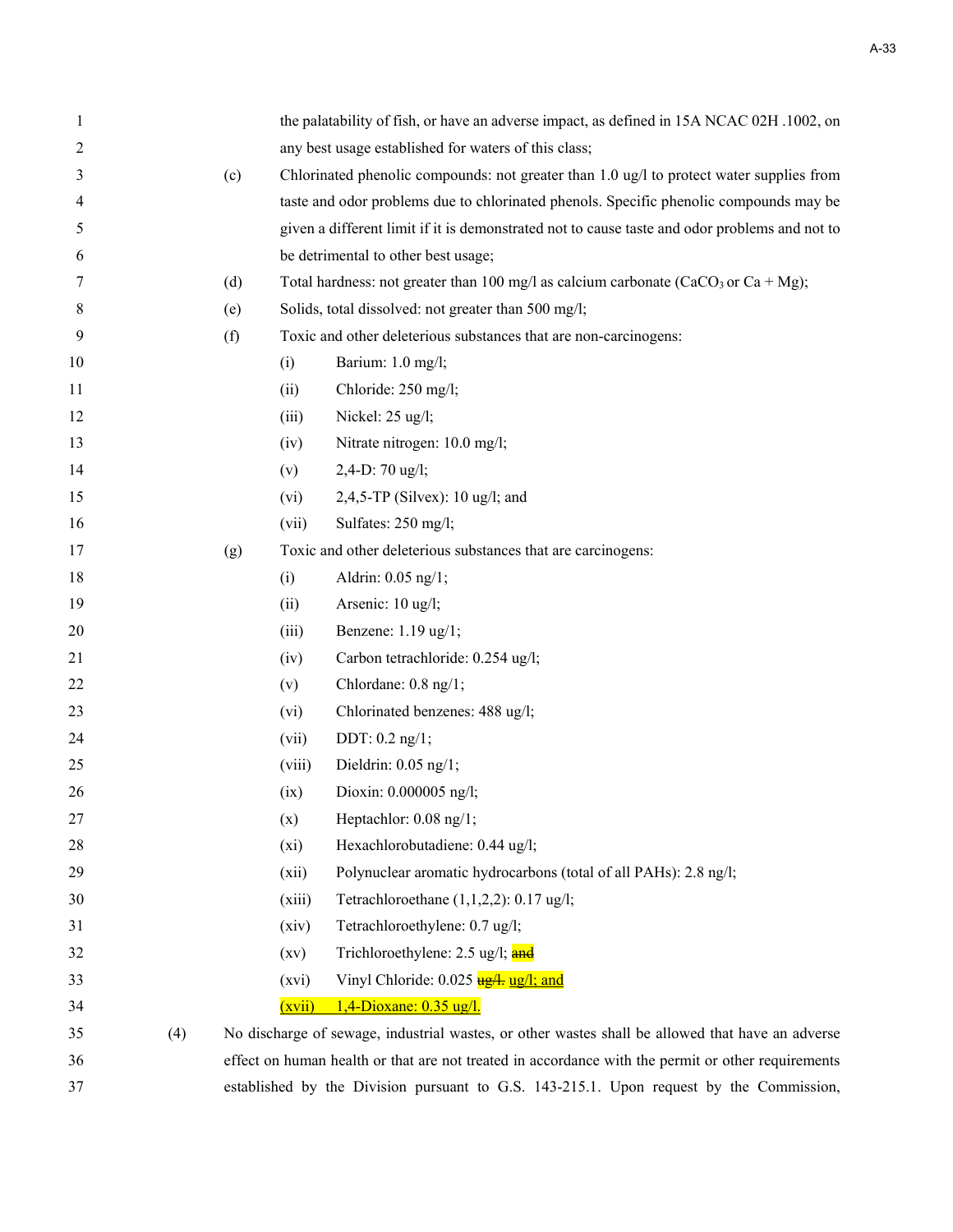the palatability of fish, or have an adverse impact, as defined in 15A NCAC 02H .1002, on any best usage established for waters of this class;

(c) Chlorinated phenolic compounds: not greater than 1.0 ug/l to protect water supplies from taste and odor problems due to chlorinated phenols. Specific phenolic compounds may be given a different limit if it is demonstrated not to cause taste and odor problems and not to be detrimental to other best usage;

(d) Total hardness: not greater than 100 mg/l as calcium carbonate ($CaCO_3$ or Ca + Mg);

(e) Solids, total dissolved: not greater than 500 mg/l;

(f) Toxic and other deleterious substances that are non-carcinogens:

- (i) Barium: 1.0 mg/l;
- (ii) Chloride: 250 mg/l;
- (iii) Nickel: 25 ug/l;
- (iv) Nitrate nitrogen: 10.0 mg/l;
- (v) 2,4-D: 70 ug/l;
- (vi) 2,4,5-TP (Silvex): 10 ug/l; and
- (vii) Sulfates: 250 mg/l;

(g) Toxic and other deleterious substances that are carcinogens:

- (i) Aldrin: 0.05 ng/1;
- (ii) Arsenic: 10 ug/l;
- (iii) Benzene: 1.19 ug/1;
- (iv) Carbon tetrachloride: 0.254 ug/l;
- (v) Chlordane: 0.8 ng/1;
- (vi) Chlorinated benzenes: 488 ug/l;
- (vii) DDT: 0.2 ng/1;
- (viii) Dieldrin: 0.05 ng/1;
- (ix) Dioxin: 0.000005 ng/l;
- (x) Heptachlor: 0.08 ng/1;
- (xi) Hexachlorobutadiene: 0.44 ug/l;
- (xii) Polynuclear aromatic hydrocarbons (total of all PAHs): 2.8 ng/l;
- (xiii) Tetrachloroethane (1,1,2,2): 0.17 ug/l;
- (xiv) Tetrachloroethylene: 0.7 ug/l;
- (xv) Trichloroethylene: 2.5 ug/l; ~~and~~
- (xvi) Vinyl Chloride: 0.025 ~~ug/l.~~ <u>ug/l; and</u>
- <u>(xvii) 1,4-Dioxane: 0.35 ug/l.</u>

(4) No discharge of sewage, industrial wastes, or other wastes shall be allowed that have an adverse effect on human health or that are not treated in accordance with the permit or other requirements established by the Division pursuant to G.S. 143-215.1. Upon request by the Commission,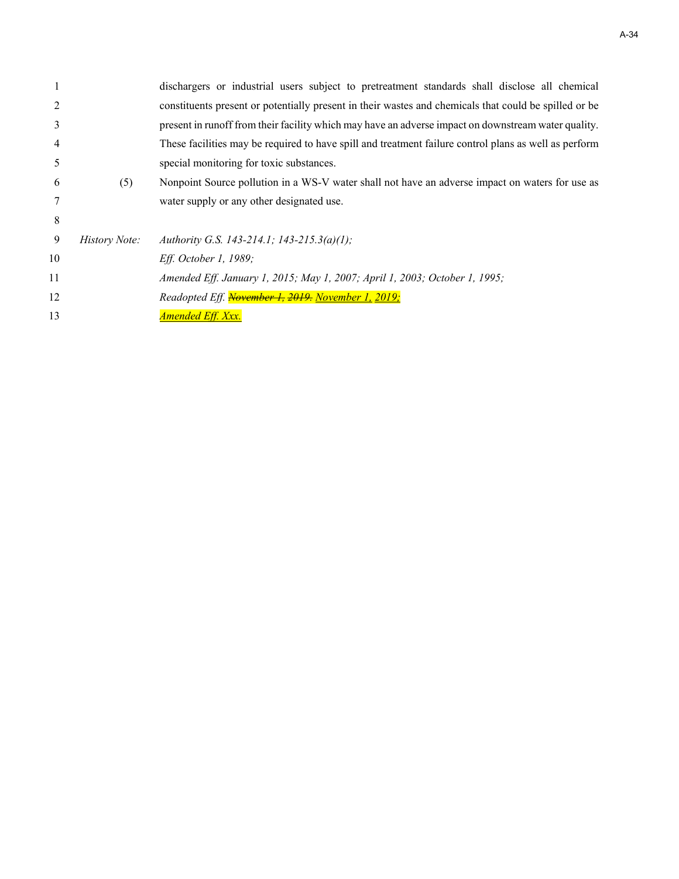dischargers or industrial users subject to pretreatment standards shall disclose all chemical constituents present or potentially present in their wastes and chemicals that could be spilled or be present in runoff from their facility which may have an adverse impact on downstream water quality. These facilities may be required to have spill and treatment failure control plans as well as perform special monitoring for toxic substances.

(5) Nonpoint Source pollution in a WS-V water shall not have an adverse impact on waters for use as water supply or any other designated use.

*History Note: Authority G.S. 143-214.1; 143-215.3(a)(1);*
*Eff. October 1, 1989;*
*Amended Eff. January 1, 2015; May 1, 2007; April 1, 2003; October 1, 1995;*
*Readopted Eff. ~~November 1, 2019.~~ November 1, 2019;*
*Amended Eff. Xxx.*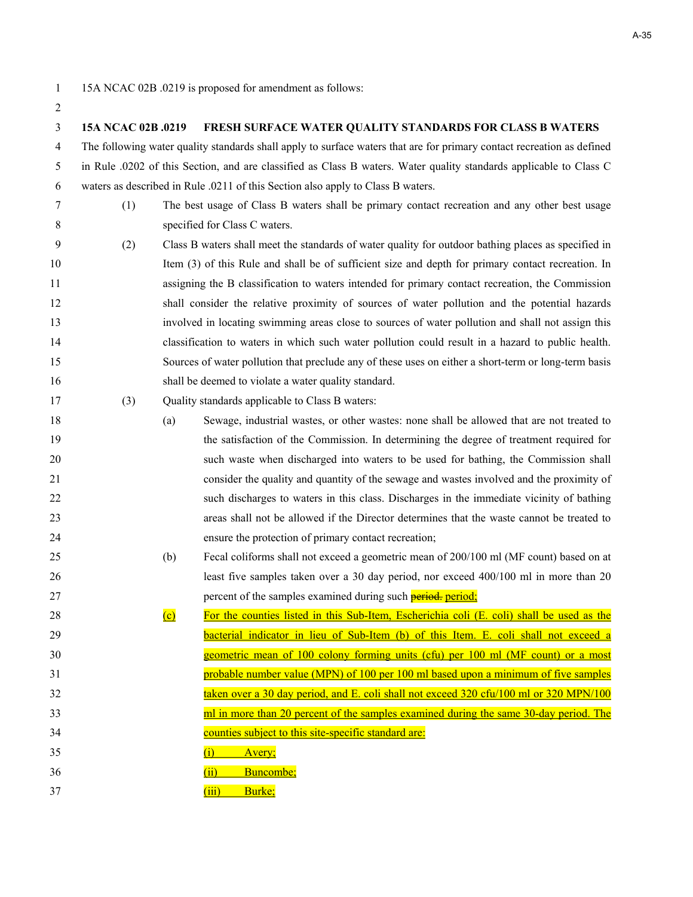15A NCAC 02B .0219 is proposed for amendment as follows:

**15A NCAC 02B .0219 FRESH SURFACE WATER QUALITY STANDARDS FOR CLASS B WATERS**

The following water quality standards shall apply to surface waters that are for primary contact recreation as defined in Rule .0202 of this Section, and are classified as Class B waters. Water quality standards applicable to Class C waters as described in Rule .0211 of this Section also apply to Class B waters.

(1) The best usage of Class B waters shall be primary contact recreation and any other best usage specified for Class C waters.

(2) Class B waters shall meet the standards of water quality for outdoor bathing places as specified in Item (3) of this Rule and shall be of sufficient size and depth for primary contact recreation. In assigning the B classification to waters intended for primary contact recreation, the Commission shall consider the relative proximity of sources of water pollution and the potential hazards involved in locating swimming areas close to sources of water pollution and shall not assign this classification to waters in which such water pollution could result in a hazard to public health. Sources of water pollution that preclude any of these uses on either a short-term or long-term basis shall be deemed to violate a water quality standard.

(3) Quality standards applicable to Class B waters:

(a) Sewage, industrial wastes, or other wastes: none shall be allowed that are not treated to the satisfaction of the Commission. In determining the degree of treatment required for such waste when discharged into waters to be used for bathing, the Commission shall consider the quality and quantity of the sewage and wastes involved and the proximity of such discharges to waters in this class. Discharges in the immediate vicinity of bathing areas shall not be allowed if the Director determines that the waste cannot be treated to ensure the protection of primary contact recreation;

(b) Fecal coliforms shall not exceed a geometric mean of 200/100 ml (MF count) based on at least five samples taken over a 30 day period, nor exceed 400/100 ml in more than 20 percent of the samples examined during such ~~period.~~ <u>period;</u>

<u>(c) For the counties listed in this Sub-Item, Escherichia coli (E. coli) shall be used as the bacterial indicator in lieu of Sub-Item (b) of this Item. E. coli shall not exceed a geometric mean of 100 colony forming units (cfu) per 100 ml (MF count) or a most probable number value (MPN) of 100 per 100 ml based upon a minimum of five samples taken over a 30 day period, and E. coli shall not exceed 320 cfu/100 ml or 320 MPN/100 ml in more than 20 percent of the samples examined during the same 30-day period. The counties subject to this site-specific standard are:</u>

<u>(i) Avery;</u>

<u>(ii) Buncombe;</u>

<u>(iii) Burke;</u>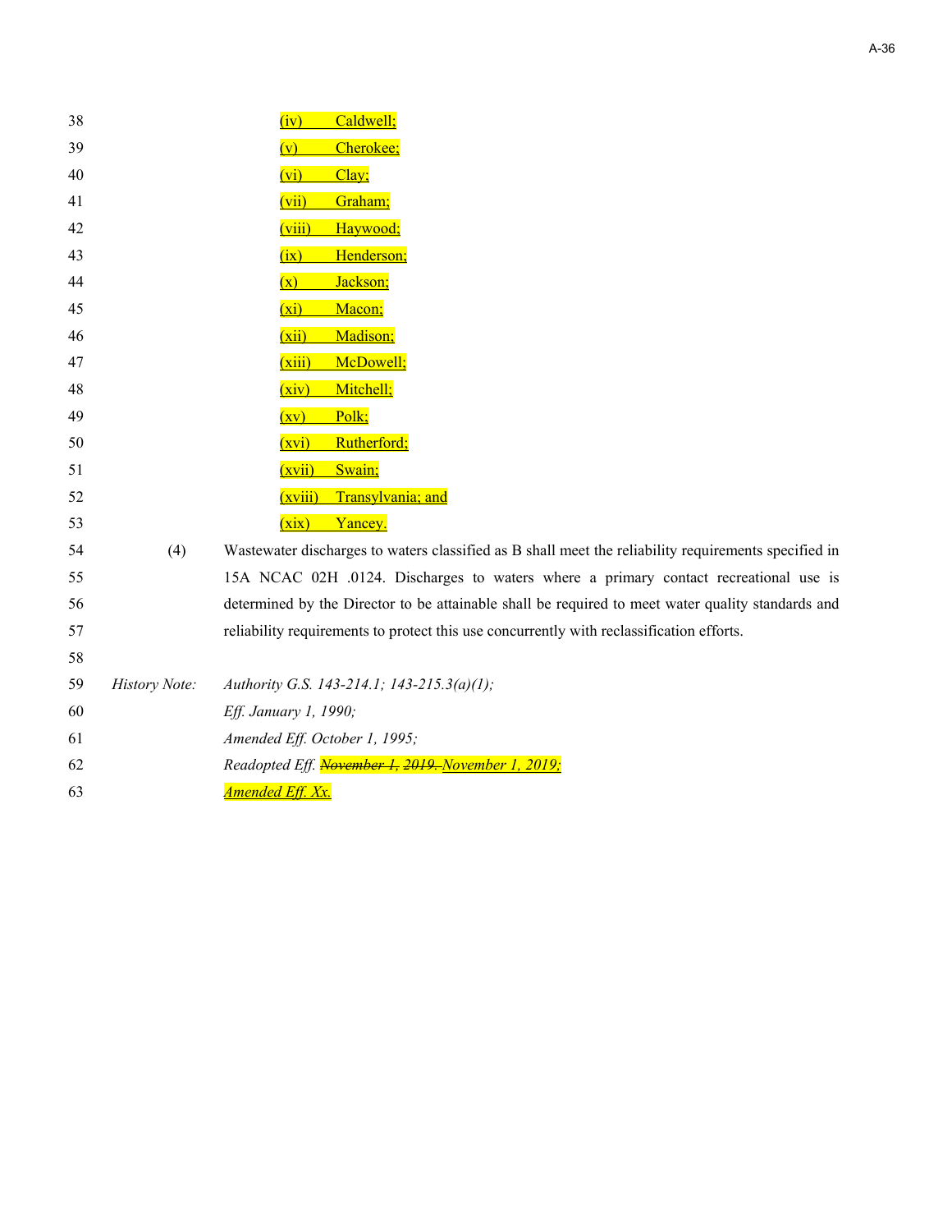(iv) Caldwell;

(v) Cherokee;

(vi) Clay;

(vii) Graham;

(viii) Haywood;

(ix) Henderson;

(x) Jackson;

(xi) Macon;

(xii) Madison;

(xiii) McDowell;

(xiv) Mitchell;

(xv) Polk;

(xvi) Rutherford;

(xvii) Swain;

(xviii) Transylvania; and

(xix) Yancey.

(4) Wastewater discharges to waters classified as B shall meet the reliability requirements specified in 15A NCAC 02H .0124. Discharges to waters where a primary contact recreational use is determined by the Director to be attainable shall be required to meet water quality standards and reliability requirements to protect this use concurrently with reclassification efforts.

*History Note:* *Authority G.S. 143-214.1; 143-215.3(a)(1);*
*Eff. January 1, 1990;*
*Amended Eff. October 1, 1995;*
*Readopted Eff. ~~November 1, 2019.~~ November 1, 2019;*
*Amended Eff. Xx.*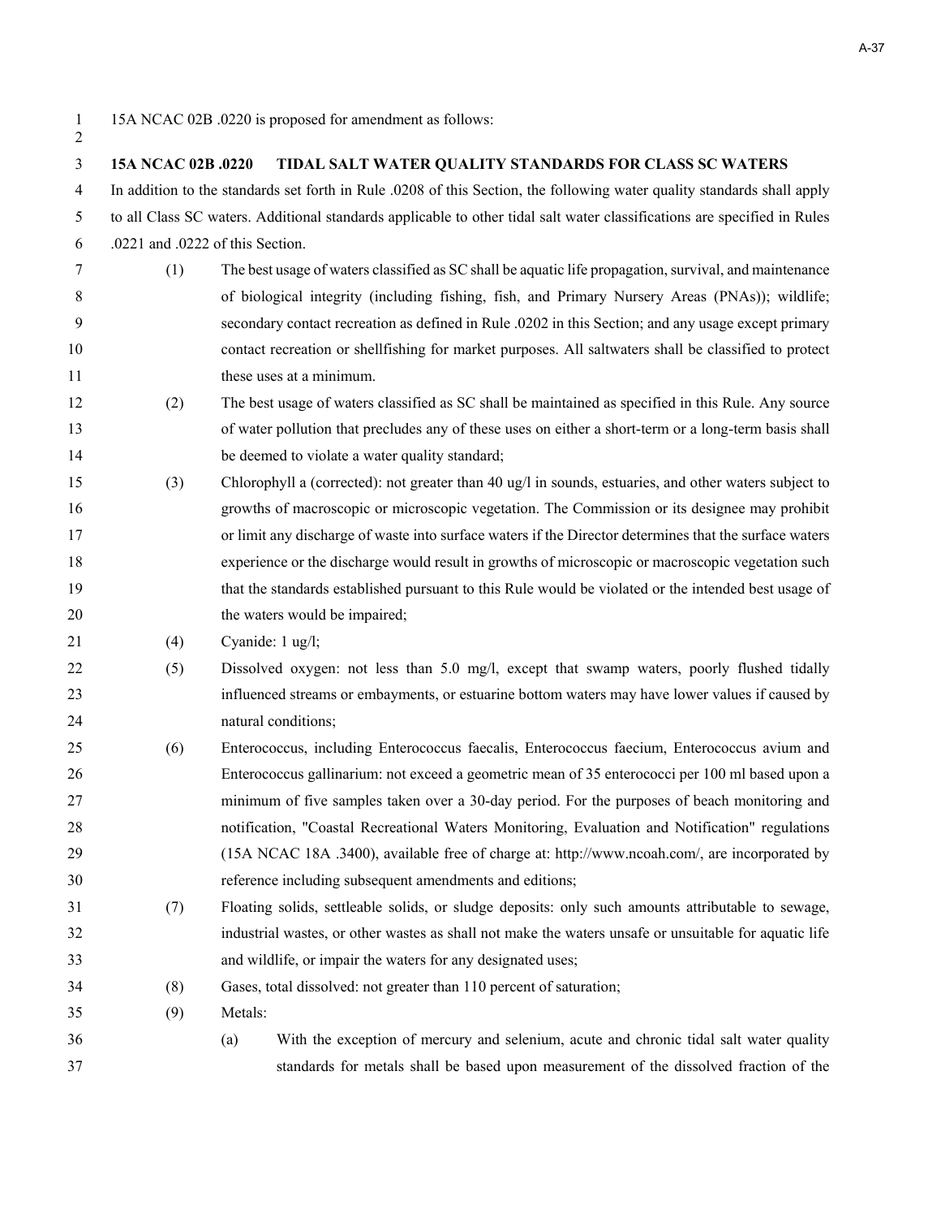15A NCAC 02B .0220 is proposed for amendment as follows:

**15A NCAC 02B .0220 TIDAL SALT WATER QUALITY STANDARDS FOR CLASS SC WATERS**

In addition to the standards set forth in Rule .0208 of this Section, the following water quality standards shall apply to all Class SC waters. Additional standards applicable to other tidal salt water classifications are specified in Rules .0221 and .0222 of this Section.

(1) The best usage of waters classified as SC shall be aquatic life propagation, survival, and maintenance of biological integrity (including fishing, fish, and Primary Nursery Areas (PNAs)); wildlife; secondary contact recreation as defined in Rule .0202 in this Section; and any usage except primary contact recreation or shellfishing for market purposes. All saltwaters shall be classified to protect these uses at a minimum.

(2) The best usage of waters classified as SC shall be maintained as specified in this Rule. Any source of water pollution that precludes any of these uses on either a short-term or a long-term basis shall be deemed to violate a water quality standard;

(3) Chlorophyll a (corrected): not greater than 40 ug/l in sounds, estuaries, and other waters subject to growths of macroscopic or microscopic vegetation. The Commission or its designee may prohibit or limit any discharge of waste into surface waters if the Director determines that the surface waters experience or the discharge would result in growths of microscopic or macroscopic vegetation such that the standards established pursuant to this Rule would be violated or the intended best usage of the waters would be impaired;

(4) Cyanide: 1 ug/l;

(5) Dissolved oxygen: not less than 5.0 mg/l, except that swamp waters, poorly flushed tidally influenced streams or embayments, or estuarine bottom waters may have lower values if caused by natural conditions;

(6) Enterococcus, including Enterococcus faecalis, Enterococcus faecium, Enterococcus avium and Enterococcus gallinarium: not exceed a geometric mean of 35 enterococci per 100 ml based upon a minimum of five samples taken over a 30-day period. For the purposes of beach monitoring and notification, "Coastal Recreational Waters Monitoring, Evaluation and Notification" regulations (15A NCAC 18A .3400), available free of charge at: http://www.ncoah.com/, are incorporated by reference including subsequent amendments and editions;

(7) Floating solids, settleable solids, or sludge deposits: only such amounts attributable to sewage, industrial wastes, or other wastes as shall not make the waters unsafe or unsuitable for aquatic life and wildlife, or impair the waters for any designated uses;

(8) Gases, total dissolved: not greater than 110 percent of saturation;

(9) Metals:

(a) With the exception of mercury and selenium, acute and chronic tidal salt water quality standards for metals shall be based upon measurement of the dissolved fraction of the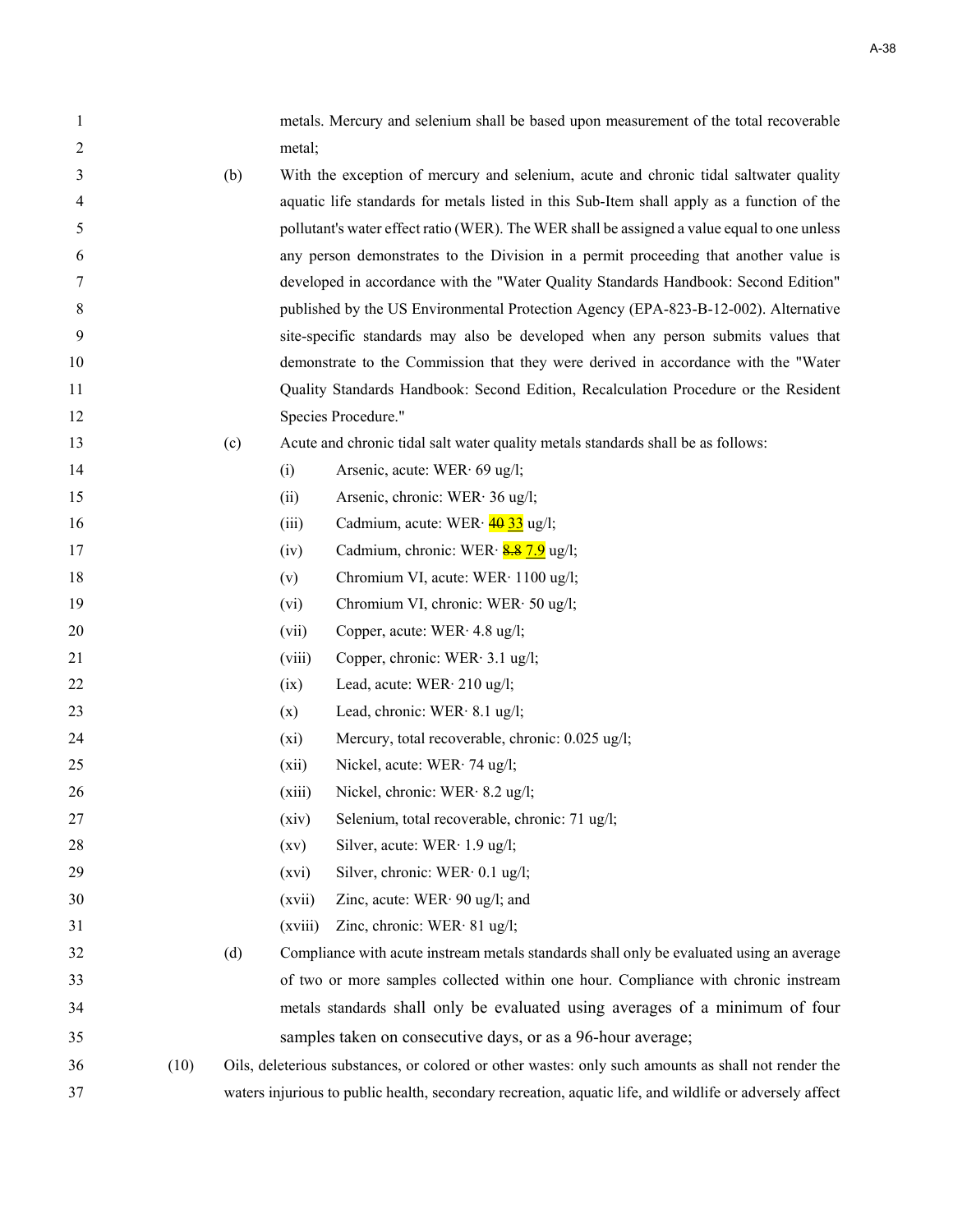metals. Mercury and selenium shall be based upon measurement of the total recoverable metal;

(b) With the exception of mercury and selenium, acute and chronic tidal saltwater quality aquatic life standards for metals listed in this Sub-Item shall apply as a function of the pollutant's water effect ratio (WER). The WER shall be assigned a value equal to one unless any person demonstrates to the Division in a permit proceeding that another value is developed in accordance with the "Water Quality Standards Handbook: Second Edition" published by the US Environmental Protection Agency (EPA-823-B-12-002). Alternative site-specific standards may also be developed when any person submits values that demonstrate to the Commission that they were derived in accordance with the "Water Quality Standards Handbook: Second Edition, Recalculation Procedure or the Resident Species Procedure."

(c) Acute and chronic tidal salt water quality metals standards shall be as follows:

(i) Arsenic, acute: WER· 69 ug/l;

(ii) Arsenic, chronic: WER· 36 ug/l;

(iii) Cadmium, acute: WER· ~~40~~ 33 ug/l;

(iv) Cadmium, chronic: WER· ~~8.8~~ 7.9 ug/l;

(v) Chromium VI, acute: WER· 1100 ug/l;

(vi) Chromium VI, chronic: WER· 50 ug/l;

(vii) Copper, acute: WER· 4.8 ug/l;

(viii) Copper, chronic: WER· 3.1 ug/l;

(ix) Lead, acute: WER· 210 ug/l;

(x) Lead, chronic: WER· 8.1 ug/l;

(xi) Mercury, total recoverable, chronic: 0.025 ug/l;

(xii) Nickel, acute: WER· 74 ug/l;

(xiii) Nickel, chronic: WER· 8.2 ug/l;

(xiv) Selenium, total recoverable, chronic: 71 ug/l;

(xv) Silver, acute: WER· 1.9 ug/l;

(xvi) Silver, chronic: WER· 0.1 ug/l;

(xvii) Zinc, acute: WER· 90 ug/l; and

(xviii) Zinc, chronic: WER· 81 ug/l;

(d) Compliance with acute instream metals standards shall only be evaluated using an average of two or more samples collected within one hour. Compliance with chronic instream metals standards shall only be evaluated using averages of a minimum of four samples taken on consecutive days, or as a 96-hour average;

(10) Oils, deleterious substances, or colored or other wastes: only such amounts as shall not render the waters injurious to public health, secondary recreation, aquatic life, and wildlife or adversely affect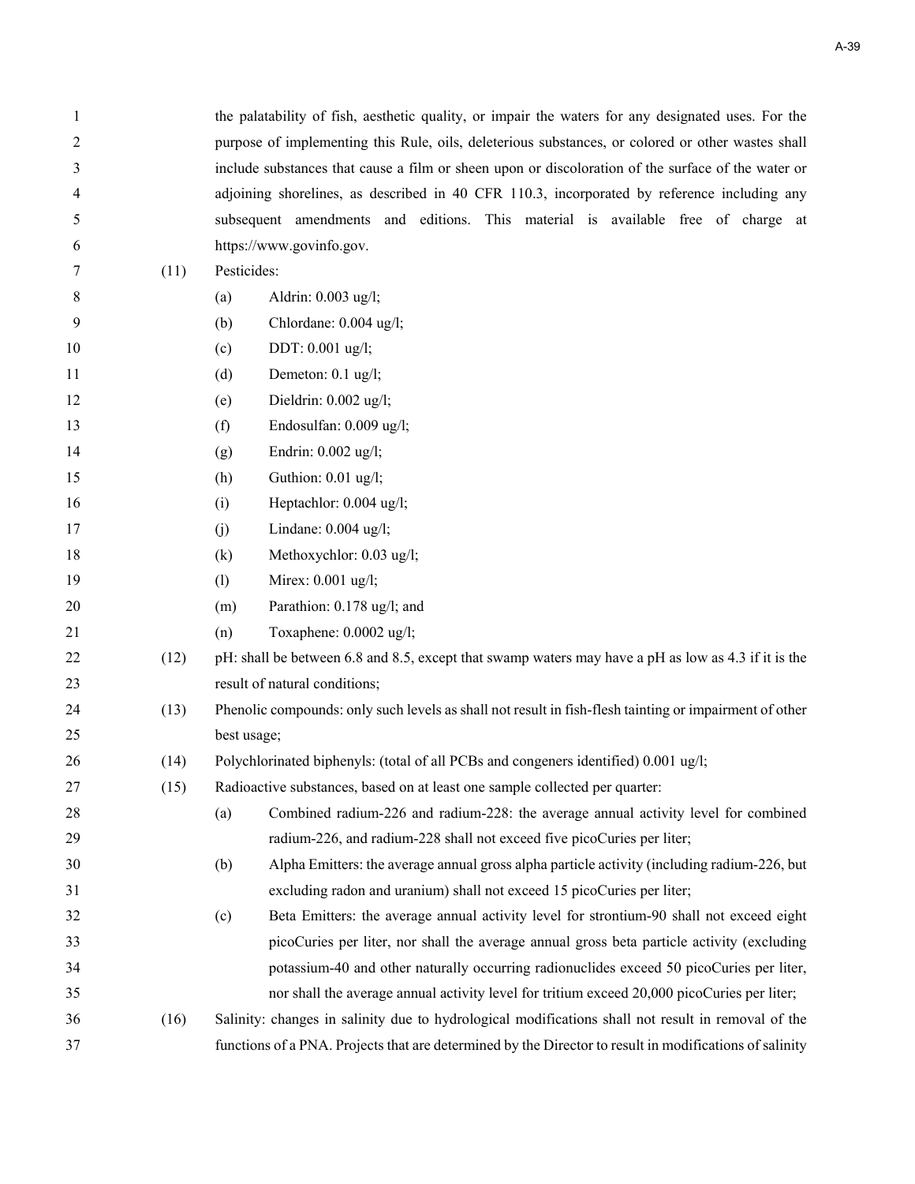the palatability of fish, aesthetic quality, or impair the waters for any designated uses. For the purpose of implementing this Rule, oils, deleterious substances, or colored or other wastes shall include substances that cause a film or sheen upon or discoloration of the surface of the water or adjoining shorelines, as described in 40 CFR 110.3, incorporated by reference including any subsequent amendments and editions. This material is available free of charge at https://www.govinfo.gov.

(11) Pesticides:

- (a) Aldrin: 0.003 ug/l;
- (b) Chlordane: 0.004 ug/l;
- (c) DDT: 0.001 ug/l;
- (d) Demeton: 0.1 ug/l;
- (e) Dieldrin: 0.002 ug/l;
- (f) Endosulfan: 0.009 ug/l;
- (g) Endrin: 0.002 ug/l;
- (h) Guthion: 0.01 ug/l;
- (i) Heptachlor: 0.004 ug/l;
- (j) Lindane: 0.004 ug/l;
- (k) Methoxychlor: 0.03 ug/l;
- (l) Mirex: 0.001 ug/l;
- (m) Parathion: 0.178 ug/l; and
- (n) Toxaphene: 0.0002 ug/l;

(12) pH: shall be between 6.8 and 8.5, except that swamp waters may have a pH as low as 4.3 if it is the result of natural conditions;

(13) Phenolic compounds: only such levels as shall not result in fish-flesh tainting or impairment of other best usage;

(14) Polychlorinated biphenyls: (total of all PCBs and congeners identified) 0.001 ug/l;

(15) Radioactive substances, based on at least one sample collected per quarter:

- (a) Combined radium-226 and radium-228: the average annual activity level for combined radium-226, and radium-228 shall not exceed five picoCuries per liter;
- (b) Alpha Emitters: the average annual gross alpha particle activity (including radium-226, but excluding radon and uranium) shall not exceed 15 picoCuries per liter;
- (c) Beta Emitters: the average annual activity level for strontium-90 shall not exceed eight picoCuries per liter, nor shall the average annual gross beta particle activity (excluding potassium-40 and other naturally occurring radionuclides exceed 50 picoCuries per liter, nor shall the average annual activity level for tritium exceed 20,000 picoCuries per liter;

(16) Salinity: changes in salinity due to hydrological modifications shall not result in removal of the functions of a PNA. Projects that are determined by the Director to result in modifications of salinity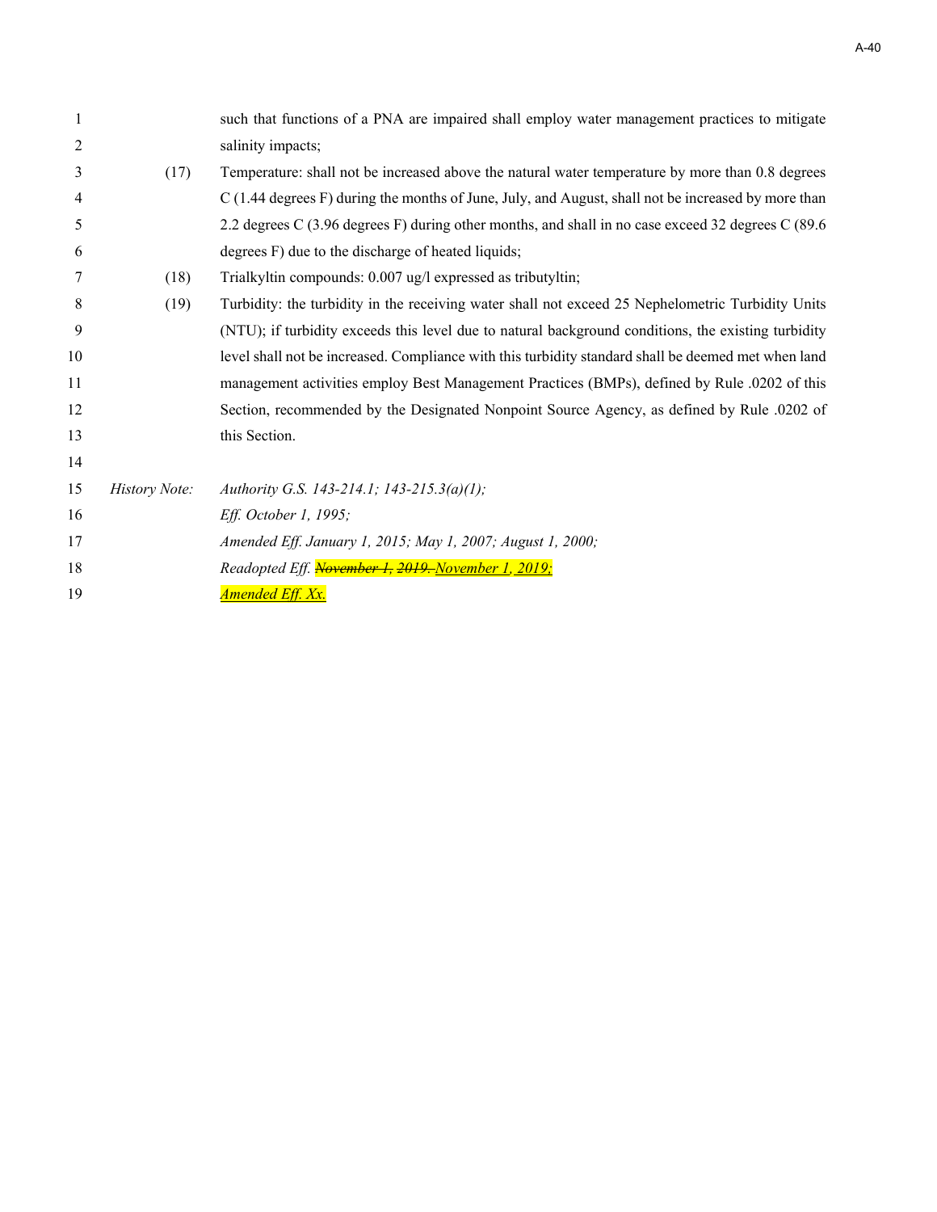such that functions of a PNA are impaired shall employ water management practices to mitigate salinity impacts;

(17) Temperature: shall not be increased above the natural water temperature by more than 0.8 degrees C (1.44 degrees F) during the months of June, July, and August, shall not be increased by more than 2.2 degrees C (3.96 degrees F) during other months, and shall in no case exceed 32 degrees C (89.6 degrees F) due to the discharge of heated liquids;

(18) Trialkyltin compounds: 0.007 ug/l expressed as tributyltin;

(19) Turbidity: the turbidity in the receiving water shall not exceed 25 Nephelometric Turbidity Units (NTU); if turbidity exceeds this level due to natural background conditions, the existing turbidity level shall not be increased. Compliance with this turbidity standard shall be deemed met when land management activities employ Best Management Practices (BMPs), defined by Rule .0202 of this Section, recommended by the Designated Nonpoint Source Agency, as defined by Rule .0202 of this Section.

*History Note: Authority G.S. 143-214.1; 143-215.3(a)(1);*
*Eff. October 1, 1995;*
*Amended Eff. January 1, 2015; May 1, 2007; August 1, 2000;*
*Readopted Eff. ~~November 1, 2019.~~ November 1, 2019;*
*Amended Eff. Xx.*